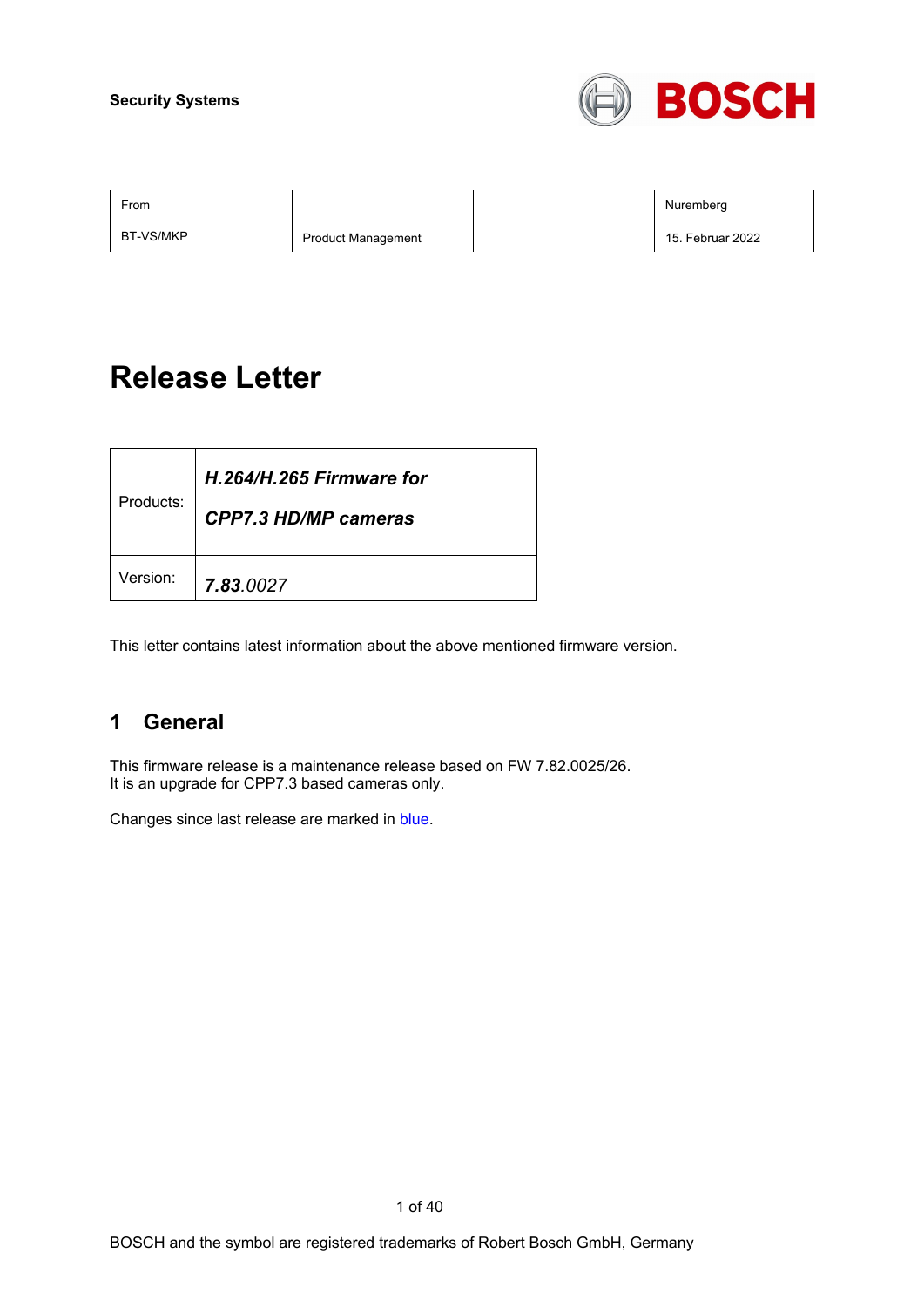Security Systems

BOSCH

| From | | | Nuremberg |
|---|---|---|---|
| BT-VS/MKP | Product Management | | 15. Februar 2022 |

# Release Letter

| Products: | ***H.264/H.265 Firmware for CPP7.3 HD/MP cameras*** |
|---|---|
| Version: | ***7.83****.0027* |

This letter contains latest information about the above mentioned firmware version.

## 1 General

This firmware release is a maintenance release based on FW 7.82.0025/26.
It is an upgrade for CPP7.3 based cameras only.

Changes since last release are marked in blue.

BOSCH and the symbol are registered trademarks of Robert Bosch GmbH, Germany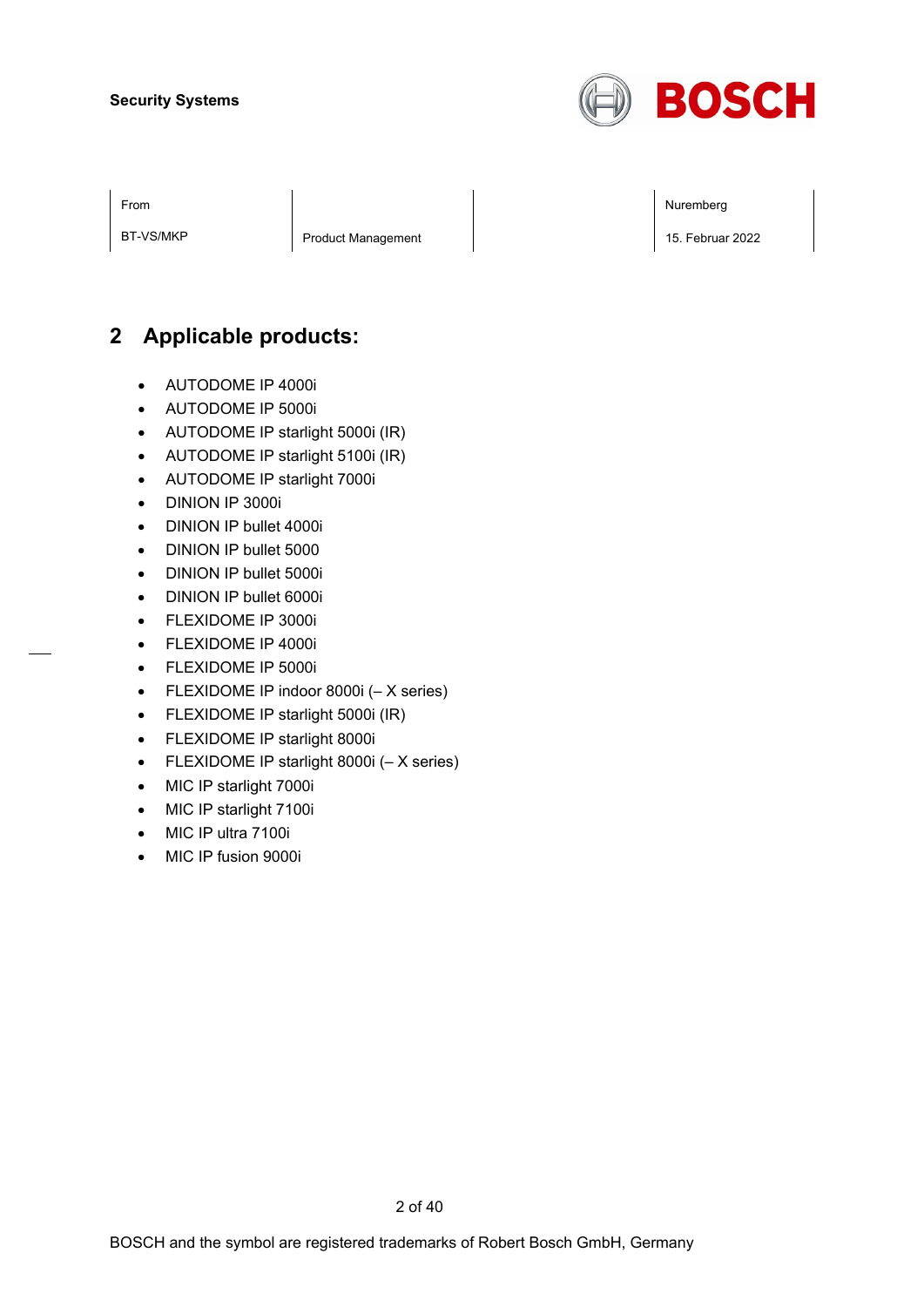## 2 Applicable products:

- AUTODOME IP 4000i
- AUTODOME IP 5000i
- AUTODOME IP starlight 5000i (IR)
- AUTODOME IP starlight 5100i (IR)
- AUTODOME IP starlight 7000i
- DINION IP 3000i
- DINION IP bullet 4000i
- DINION IP bullet 5000
- DINION IP bullet 5000i
- DINION IP bullet 6000i
- FLEXIDOME IP 3000i
- FLEXIDOME IP 4000i
- FLEXIDOME IP 5000i
- FLEXIDOME IP indoor 8000i (– X series)
- FLEXIDOME IP starlight 5000i (IR)
- FLEXIDOME IP starlight 8000i
- FLEXIDOME IP starlight 8000i (– X series)
- MIC IP starlight 7000i
- MIC IP starlight 7100i
- MIC IP ultra 7100i
- MIC IP fusion 9000i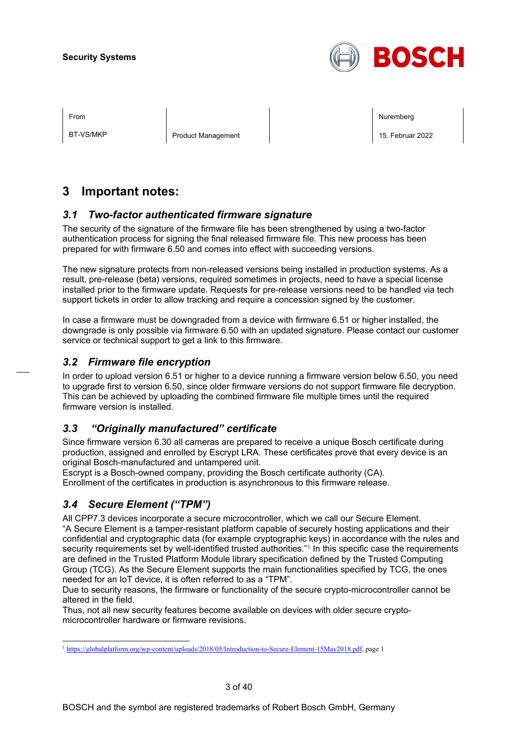# 3 Important notes:

## *3.1 Two-factor authenticated firmware signature*

The security of the signature of the firmware file has been strengthened by using a two-factor authentication process for signing the final released firmware file. This new process has been prepared for with firmware 6.50 and comes into effect with succeeding versions.

The new signature protects from non-released versions being installed in production systems. As a result, pre-release (beta) versions, required sometimes in projects, need to have a special license installed prior to the firmware update. Requests for pre-release versions need to be handled via tech support tickets in order to allow tracking and require a concession signed by the customer.

In case a firmware must be downgraded from a device with firmware 6.51 or higher installed, the downgrade is only possible via firmware 6.50 with an updated signature. Please contact our customer service or technical support to get a link to this firmware.

## *3.2 Firmware file encryption*

In order to upload version 6.51 or higher to a device running a firmware version below 6.50, you need to upgrade first to version 6.50, since older firmware versions do not support firmware file decryption. This can be achieved by uploading the combined firmware file multiple times until the required firmware version is installed.

## *3.3 "Originally manufactured" certificate*

Since firmware version 6.30 all cameras are prepared to receive a unique Bosch certificate during production, assigned and enrolled by Escrypt LRA. These certificates prove that every device is an original Bosch-manufactured and untampered unit.
Escrypt is a Bosch-owned company, providing the Bosch certificate authority (CA).
Enrollment of the certificates in production is asynchronous to this firmware release.

## *3.4 Secure Element ("TPM")*

All CPP7.3 devices incorporate a secure microcontroller, which we call our Secure Element.
"A Secure Element is a tamper-resistant platform capable of securely hosting applications and their confidential and cryptographic data (for example cryptographic keys) in accordance with the rules and security requirements set by well-identified trusted authorities."[1] In this specific case the requirements are defined in the Trusted Platform Module library specification defined by the Trusted Computing Group (TCG). As the Secure Element supports the main functionalities specified by TCG, the ones needed for an IoT device, it is often referred to as a "TPM".
Due to security reasons, the firmware or functionality of the secure crypto-microcontroller cannot be altered in the field.
Thus, not all new security features become available on devices with older secure crypto-microcontroller hardware or firmware revisions.

---

[1] https://globalplatform.org/wp-content/uploads/2018/05/Introduction-to-Secure-Element-15May2018.pdf, page 1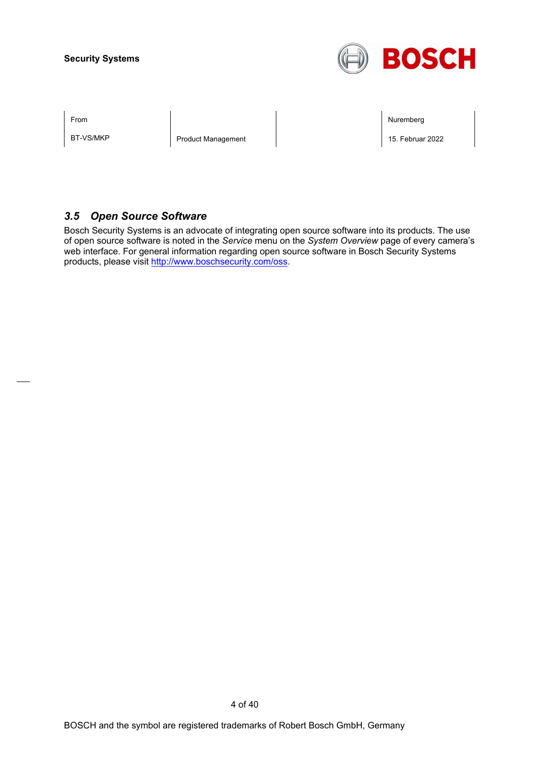### 3.5 *Open Source Software*

Bosch Security Systems is an advocate of integrating open source software into its products. The use of open source software is noted in the *Service* menu on the *System Overview* page of every camera's web interface. For general information regarding open source software in Bosch Security Systems products, please visit http://www.boschsecurity.com/oss.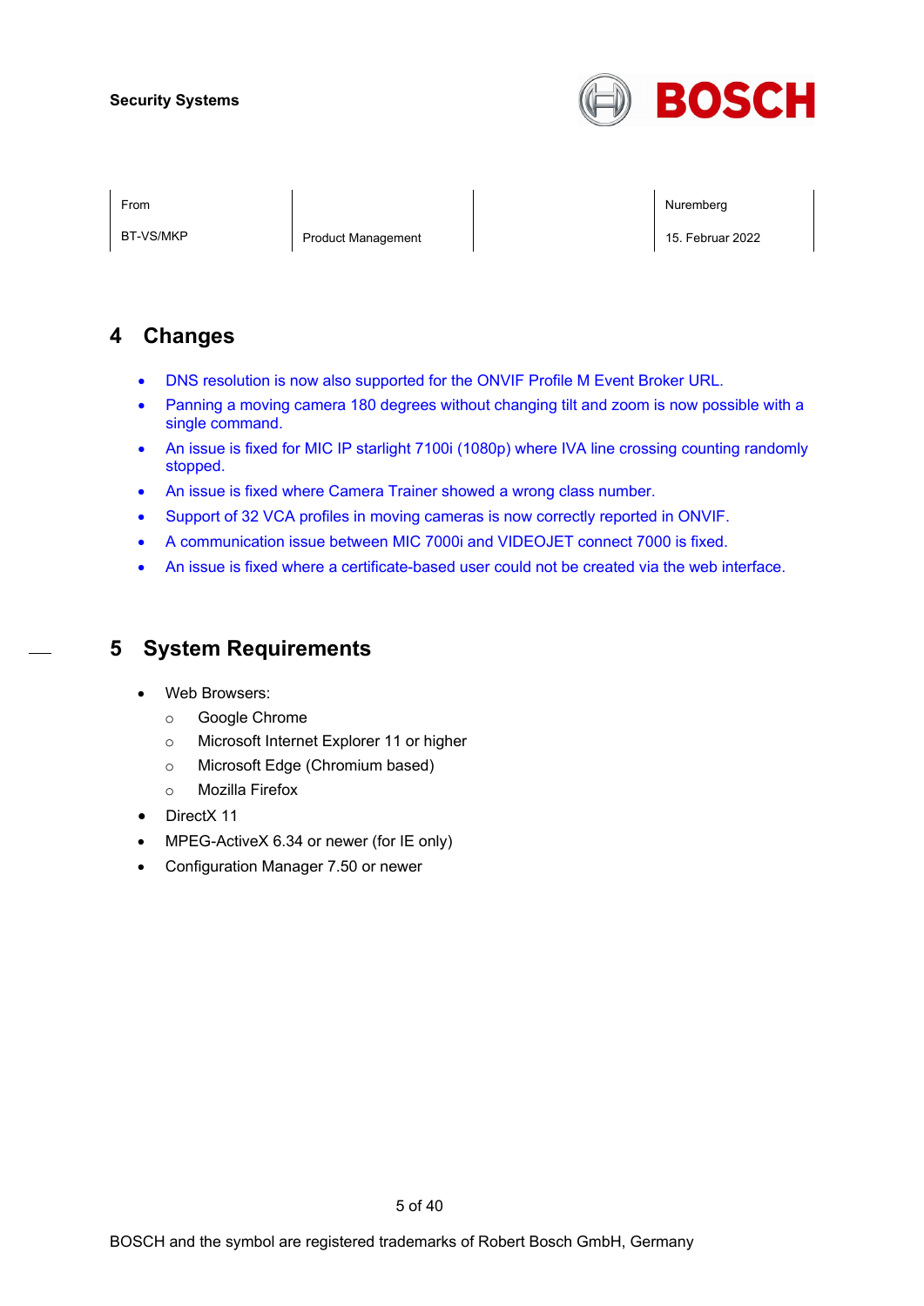## 4 Changes

- DNS resolution is now also supported for the ONVIF Profile M Event Broker URL.
- Panning a moving camera 180 degrees without changing tilt and zoom is now possible with a single command.
- An issue is fixed for MIC IP starlight 7100i (1080p) where IVA line crossing counting randomly stopped.
- An issue is fixed where Camera Trainer showed a wrong class number.
- Support of 32 VCA profiles in moving cameras is now correctly reported in ONVIF.
- A communication issue between MIC 7000i and VIDEOJET connect 7000 is fixed.
- An issue is fixed where a certificate-based user could not be created via the web interface.

## 5 System Requirements

- Web Browsers:
  - Google Chrome
  - Microsoft Internet Explorer 11 or higher
  - Microsoft Edge (Chromium based)
  - Mozilla Firefox
- DirectX 11
- MPEG-ActiveX 6.34 or newer (for IE only)
- Configuration Manager 7.50 or newer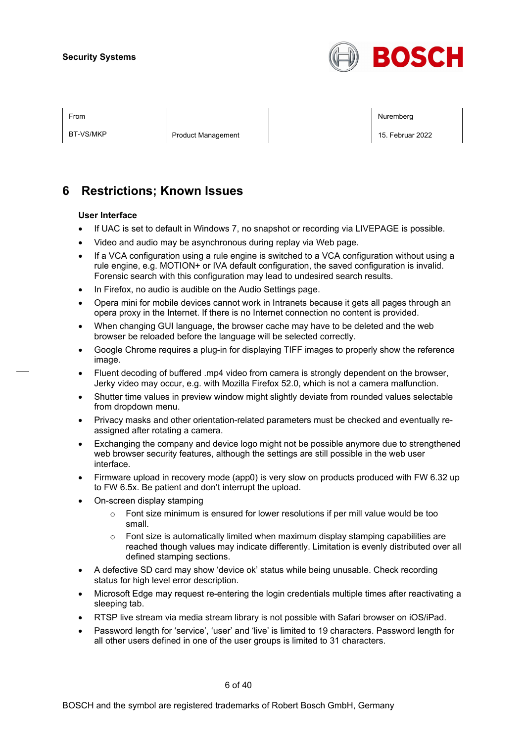# 6 Restrictions; Known Issues

**User Interface**

- If UAC is set to default in Windows 7, no snapshot or recording via LIVEPAGE is possible.
- Video and audio may be asynchronous during replay via Web page.
- If a VCA configuration using a rule engine is switched to a VCA configuration without using a rule engine, e.g. MOTION+ or IVA default configuration, the saved configuration is invalid. Forensic search with this configuration may lead to undesired search results.
- In Firefox, no audio is audible on the Audio Settings page.
- Opera mini for mobile devices cannot work in Intranets because it gets all pages through an opera proxy in the Internet. If there is no Internet connection no content is provided.
- When changing GUI language, the browser cache may have to be deleted and the web browser be reloaded before the language will be selected correctly.
- Google Chrome requires a plug-in for displaying TIFF images to properly show the reference image.
- Fluent decoding of buffered .mp4 video from camera is strongly dependent on the browser, Jerky video may occur, e.g. with Mozilla Firefox 52.0, which is not a camera malfunction.
- Shutter time values in preview window might slightly deviate from rounded values selectable from dropdown menu.
- Privacy masks and other orientation-related parameters must be checked and eventually re-assigned after rotating a camera.
- Exchanging the company and device logo might not be possible anymore due to strengthened web browser security features, although the settings are still possible in the web user interface.
- Firmware upload in recovery mode (app0) is very slow on products produced with FW 6.32 up to FW 6.5x. Be patient and don't interrupt the upload.
- On-screen display stamping
  - Font size minimum is ensured for lower resolutions if per mill value would be too small.
  - Font size is automatically limited when maximum display stamping capabilities are reached though values may indicate differently. Limitation is evenly distributed over all defined stamping sections.
- A defective SD card may show 'device ok' status while being unusable. Check recording status for high level error description.
- Microsoft Edge may request re-entering the login credentials multiple times after reactivating a sleeping tab.
- RTSP live stream via media stream library is not possible with Safari browser on iOS/iPad.
- Password length for 'service', 'user' and 'live' is limited to 19 characters. Password length for all other users defined in one of the user groups is limited to 31 characters.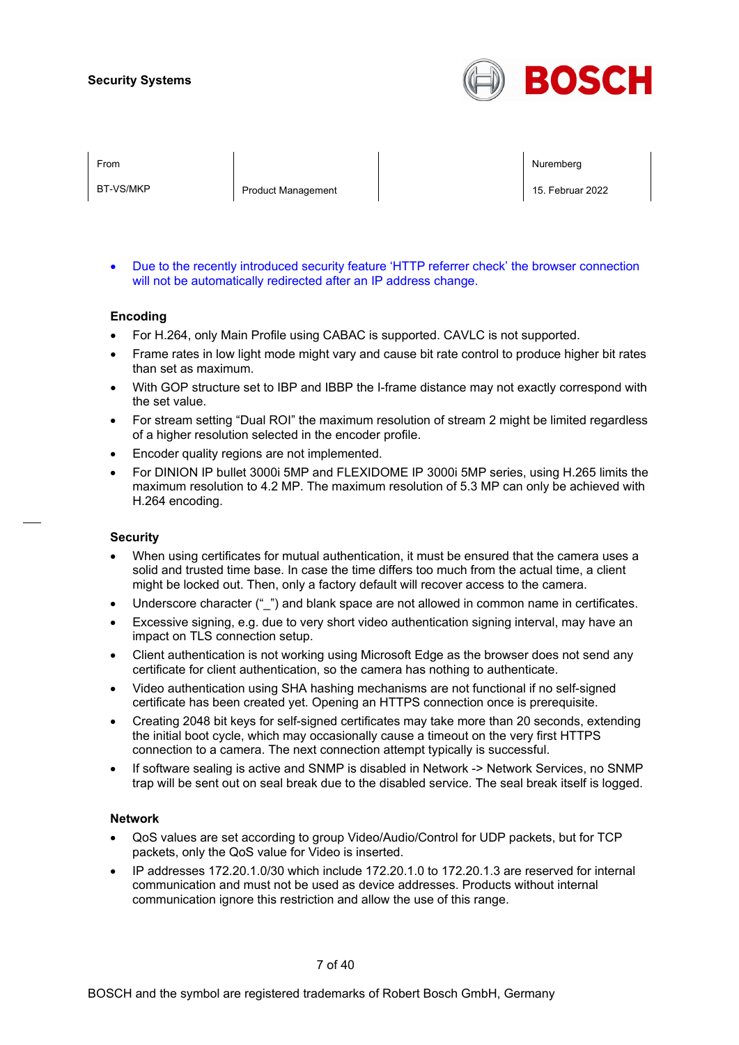- Due to the recently introduced security feature 'HTTP referrer check' the browser connection will not be automatically redirected after an IP address change.

### Encoding

- For H.264, only Main Profile using CABAC is supported. CAVLC is not supported.
- Frame rates in low light mode might vary and cause bit rate control to produce higher bit rates than set as maximum.
- With GOP structure set to IBP and IBBP the I-frame distance may not exactly correspond with the set value.
- For stream setting "Dual ROI" the maximum resolution of stream 2 might be limited regardless of a higher resolution selected in the encoder profile.
- Encoder quality regions are not implemented.
- For DINION IP bullet 3000i 5MP and FLEXIDOME IP 3000i 5MP series, using H.265 limits the maximum resolution to 4.2 MP. The maximum resolution of 5.3 MP can only be achieved with H.264 encoding.

### Security

- When using certificates for mutual authentication, it must be ensured that the camera uses a solid and trusted time base. In case the time differs too much from the actual time, a client might be locked out. Then, only a factory default will recover access to the camera.
- Underscore character ("_") and blank space are not allowed in common name in certificates.
- Excessive signing, e.g. due to very short video authentication signing interval, may have an impact on TLS connection setup.
- Client authentication is not working using Microsoft Edge as the browser does not send any certificate for client authentication, so the camera has nothing to authenticate.
- Video authentication using SHA hashing mechanisms are not functional if no self-signed certificate has been created yet. Opening an HTTPS connection once is prerequisite.
- Creating 2048 bit keys for self-signed certificates may take more than 20 seconds, extending the initial boot cycle, which may occasionally cause a timeout on the very first HTTPS connection to a camera. The next connection attempt typically is successful.
- If software sealing is active and SNMP is disabled in Network -> Network Services, no SNMP trap will be sent out on seal break due to the disabled service. The seal break itself is logged.

### Network

- QoS values are set according to group Video/Audio/Control for UDP packets, but for TCP packets, only the QoS value for Video is inserted.
- IP addresses 172.20.1.0/30 which include 172.20.1.0 to 172.20.1.3 are reserved for internal communication and must not be used as device addresses. Products without internal communication ignore this restriction and allow the use of this range.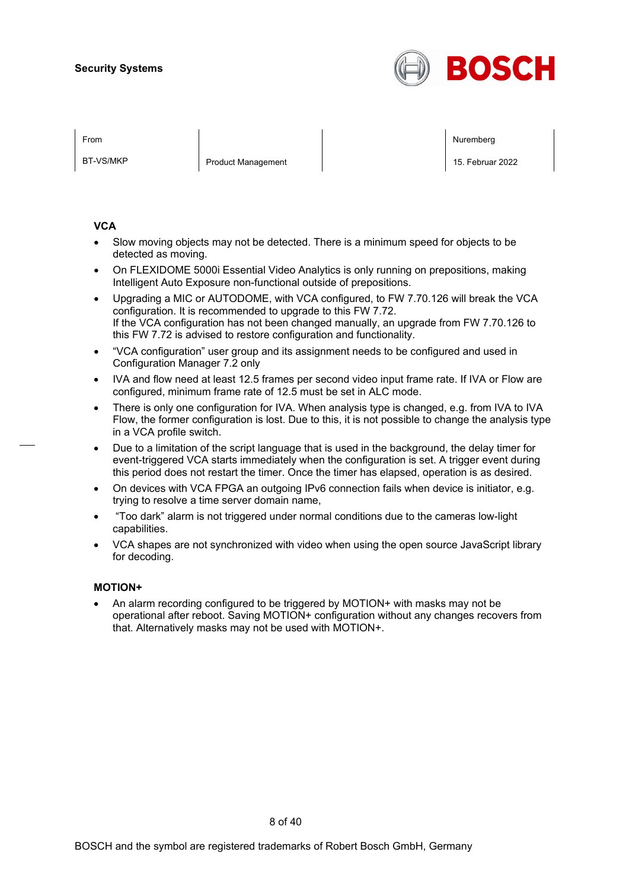## VCA

- Slow moving objects may not be detected. There is a minimum speed for objects to be detected as moving.
- On FLEXIDOME 5000i Essential Video Analytics is only running on prepositions, making Intelligent Auto Exposure non-functional outside of prepositions.
- Upgrading a MIC or AUTODOME, with VCA configured, to FW 7.70.126 will break the VCA configuration. It is recommended to upgrade to this FW 7.72.
  If the VCA configuration has not been changed manually, an upgrade from FW 7.70.126 to this FW 7.72 is advised to restore configuration and functionality.
- "VCA configuration" user group and its assignment needs to be configured and used in Configuration Manager 7.2 only
- IVA and flow need at least 12.5 frames per second video input frame rate. If IVA or Flow are configured, minimum frame rate of 12.5 must be set in ALC mode.
- There is only one configuration for IVA. When analysis type is changed, e.g. from IVA to IVA Flow, the former configuration is lost. Due to this, it is not possible to change the analysis type in a VCA profile switch.
- Due to a limitation of the script language that is used in the background, the delay timer for event-triggered VCA starts immediately when the configuration is set. A trigger event during this period does not restart the timer. Once the timer has elapsed, operation is as desired.
- On devices with VCA FPGA an outgoing IPv6 connection fails when device is initiator, e.g. trying to resolve a time server domain name,
- "Too dark" alarm is not triggered under normal conditions due to the cameras low-light capabilities.
- VCA shapes are not synchronized with video when using the open source JavaScript library for decoding.

## MOTION+

- An alarm recording configured to be triggered by MOTION+ with masks may not be operational after reboot. Saving MOTION+ configuration without any changes recovers from that. Alternatively masks may not be used with MOTION+.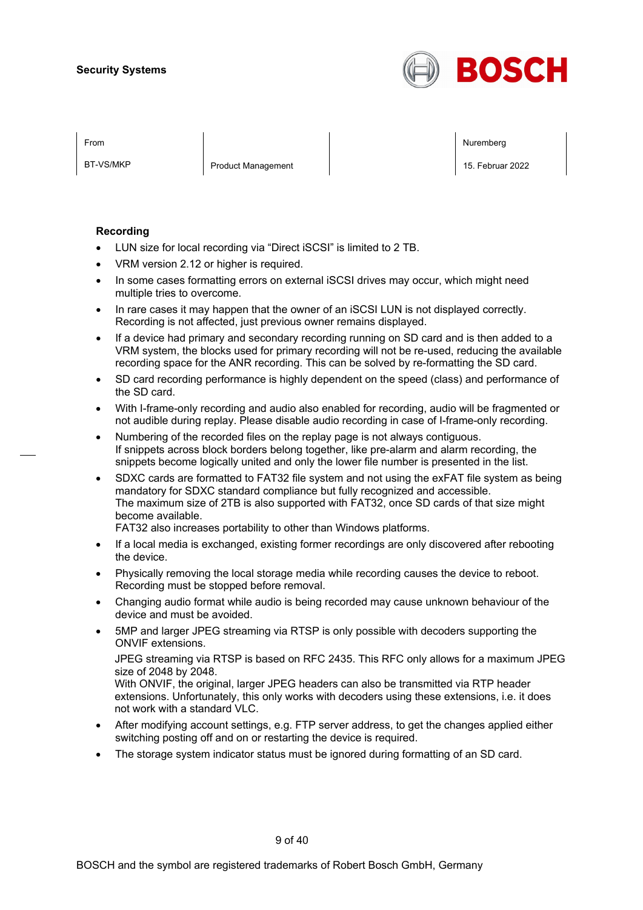**Recording**

- LUN size for local recording via "Direct iSCSI" is limited to 2 TB.
- VRM version 2.12 or higher is required.
- In some cases formatting errors on external iSCSI drives may occur, which might need multiple tries to overcome.
- In rare cases it may happen that the owner of an iSCSI LUN is not displayed correctly. Recording is not affected, just previous owner remains displayed.
- If a device had primary and secondary recording running on SD card and is then added to a VRM system, the blocks used for primary recording will not be re-used, reducing the available recording space for the ANR recording. This can be solved by re-formatting the SD card.
- SD card recording performance is highly dependent on the speed (class) and performance of the SD card.
- With I-frame-only recording and audio also enabled for recording, audio will be fragmented or not audible during replay. Please disable audio recording in case of I-frame-only recording.
- Numbering of the recorded files on the replay page is not always contiguous.
  If snippets across block borders belong together, like pre-alarm and alarm recording, the snippets become logically united and only the lower file number is presented in the list.
- SDXC cards are formatted to FAT32 file system and not using the exFAT file system as being mandatory for SDXC standard compliance but fully recognized and accessible.
  The maximum size of 2TB is also supported with FAT32, once SD cards of that size might become available.
  FAT32 also increases portability to other than Windows platforms.
- If a local media is exchanged, existing former recordings are only discovered after rebooting the device.
- Physically removing the local storage media while recording causes the device to reboot. Recording must be stopped before removal.
- Changing audio format while audio is being recorded may cause unknown behaviour of the device and must be avoided.
- 5MP and larger JPEG streaming via RTSP is only possible with decoders supporting the ONVIF extensions.

  JPEG streaming via RTSP is based on RFC 2435. This RFC only allows for a maximum JPEG size of 2048 by 2048.
  With ONVIF, the original, larger JPEG headers can also be transmitted via RTP header extensions. Unfortunately, this only works with decoders using these extensions, i.e. it does not work with a standard VLC.
- After modifying account settings, e.g. FTP server address, to get the changes applied either switching posting off and on or restarting the device is required.
- The storage system indicator status must be ignored during formatting of an SD card.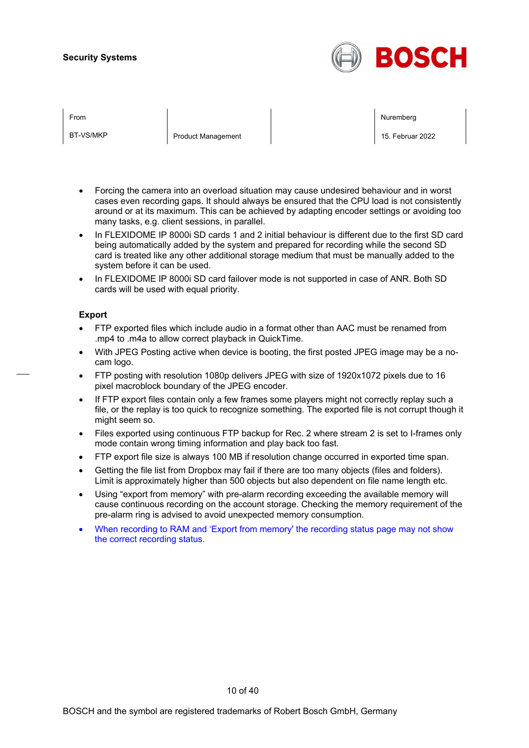- Forcing the camera into an overload situation may cause undesired behaviour and in worst cases even recording gaps. It should always be ensured that the CPU load is not consistently around or at its maximum. This can be achieved by adapting encoder settings or avoiding too many tasks, e.g. client sessions, in parallel.
- In FLEXIDOME IP 8000i SD cards 1 and 2 initial behaviour is different due to the first SD card being automatically added by the system and prepared for recording while the second SD card is treated like any other additional storage medium that must be manually added to the system before it can be used.
- In FLEXIDOME IP 8000i SD card failover mode is not supported in case of ANR. Both SD cards will be used with equal priority.

**Export**

- FTP exported files which include audio in a format other than AAC must be renamed from .mp4 to .m4a to allow correct playback in QuickTime.
- With JPEG Posting active when device is booting, the first posted JPEG image may be a no-cam logo.
- FTP posting with resolution 1080p delivers JPEG with size of 1920x1072 pixels due to 16 pixel macroblock boundary of the JPEG encoder.
- If FTP export files contain only a few frames some players might not correctly replay such a file, or the replay is too quick to recognize something. The exported file is not corrupt though it might seem so.
- Files exported using continuous FTP backup for Rec. 2 where stream 2 is set to I-frames only mode contain wrong timing information and play back too fast.
- FTP export file size is always 100 MB if resolution change occurred in exported time span.
- Getting the file list from Dropbox may fail if there are too many objects (files and folders). Limit is approximately higher than 500 objects but also dependent on file name length etc.
- Using "export from memory" with pre-alarm recording exceeding the available memory will cause continuous recording on the account storage. Checking the memory requirement of the pre-alarm ring is advised to avoid unexpected memory consumption.
- When recording to RAM and 'Export from memory' the recording status page may not show the correct recording status.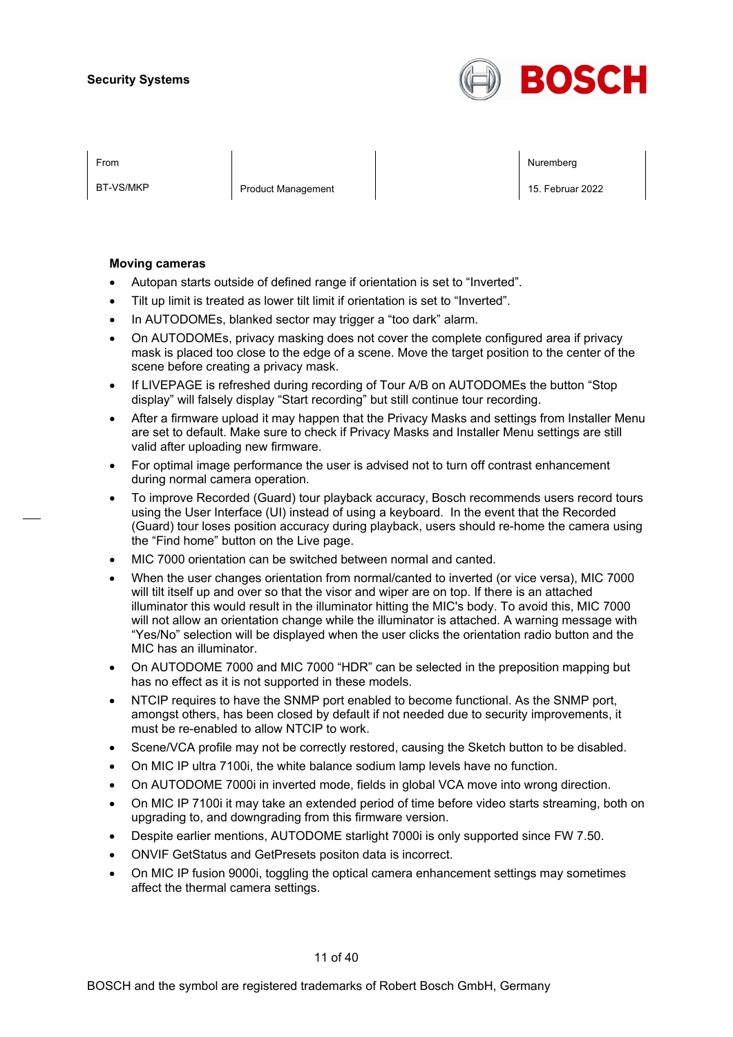| From | | | Nuremberg |
|---|---|---|---|
| BT-VS/MKP | Product Management | | 15. Februar 2022 |

**Moving cameras**

- Autopan starts outside of defined range if orientation is set to “Inverted”.
- Tilt up limit is treated as lower tilt limit if orientation is set to “Inverted”.
- In AUTODOMEs, blanked sector may trigger a “too dark” alarm.
- On AUTODOMEs, privacy masking does not cover the complete configured area if privacy mask is placed too close to the edge of a scene. Move the target position to the center of the scene before creating a privacy mask.
- If LIVEPAGE is refreshed during recording of Tour A/B on AUTODOMEs the button “Stop display” will falsely display “Start recording” but still continue tour recording.
- After a firmware upload it may happen that the Privacy Masks and settings from Installer Menu are set to default. Make sure to check if Privacy Masks and Installer Menu settings are still valid after uploading new firmware.
- For optimal image performance the user is advised not to turn off contrast enhancement during normal camera operation.
- To improve Recorded (Guard) tour playback accuracy, Bosch recommends users record tours using the User Interface (UI) instead of using a keyboard. In the event that the Recorded (Guard) tour loses position accuracy during playback, users should re-home the camera using the “Find home” button on the Live page.
- MIC 7000 orientation can be switched between normal and canted.
- When the user changes orientation from normal/canted to inverted (or vice versa), MIC 7000 will tilt itself up and over so that the visor and wiper are on top. If there is an attached illuminator this would result in the illuminator hitting the MIC's body. To avoid this, MIC 7000 will not allow an orientation change while the illuminator is attached. A warning message with “Yes/No” selection will be displayed when the user clicks the orientation radio button and the MIC has an illuminator.
- On AUTODOME 7000 and MIC 7000 “HDR” can be selected in the preposition mapping but has no effect as it is not supported in these models.
- NTCIP requires to have the SNMP port enabled to become functional. As the SNMP port, amongst others, has been closed by default if not needed due to security improvements, it must be re-enabled to allow NTCIP to work.
- Scene/VCA profile may not be correctly restored, causing the Sketch button to be disabled.
- On MIC IP ultra 7100i, the white balance sodium lamp levels have no function.
- On AUTODOME 7000i in inverted mode, fields in global VCA move into wrong direction.
- On MIC IP 7100i it may take an extended period of time before video starts streaming, both on upgrading to, and downgrading from this firmware version.
- Despite earlier mentions, AUTODOME starlight 7000i is only supported since FW 7.50.
- ONVIF GetStatus and GetPresets positon data is incorrect.
- On MIC IP fusion 9000i, toggling the optical camera enhancement settings may sometimes affect the thermal camera settings.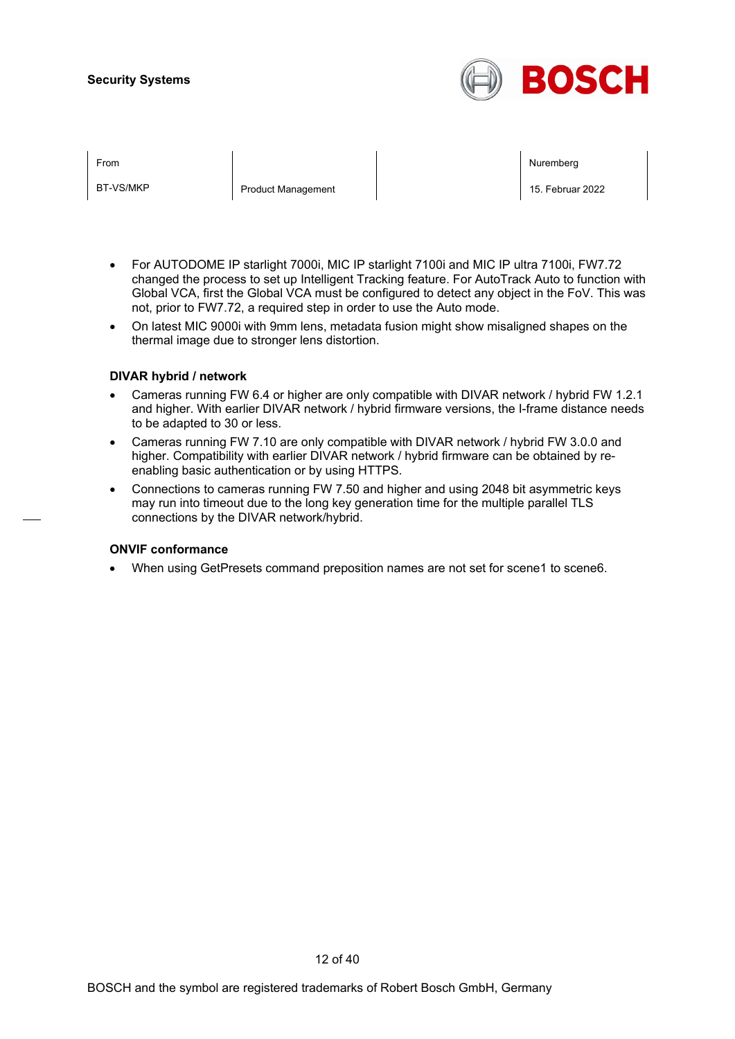- For AUTODOME IP starlight 7000i, MIC IP starlight 7100i and MIC IP ultra 7100i, FW7.72 changed the process to set up Intelligent Tracking feature. For AutoTrack Auto to function with Global VCA, first the Global VCA must be configured to detect any object in the FoV. This was not, prior to FW7.72, a required step in order to use the Auto mode.
- On latest MIC 9000i with 9mm lens, metadata fusion might show misaligned shapes on the thermal image due to stronger lens distortion.

**DIVAR hybrid / network**

- Cameras running FW 6.4 or higher are only compatible with DIVAR network / hybrid FW 1.2.1 and higher. With earlier DIVAR network / hybrid firmware versions, the I-frame distance needs to be adapted to 30 or less.
- Cameras running FW 7.10 are only compatible with DIVAR network / hybrid FW 3.0.0 and higher. Compatibility with earlier DIVAR network / hybrid firmware can be obtained by re-enabling basic authentication or by using HTTPS.
- Connections to cameras running FW 7.50 and higher and using 2048 bit asymmetric keys may run into timeout due to the long key generation time for the multiple parallel TLS connections by the DIVAR network/hybrid.

**ONVIF conformance**

- When using GetPresets command preposition names are not set for scene1 to scene6.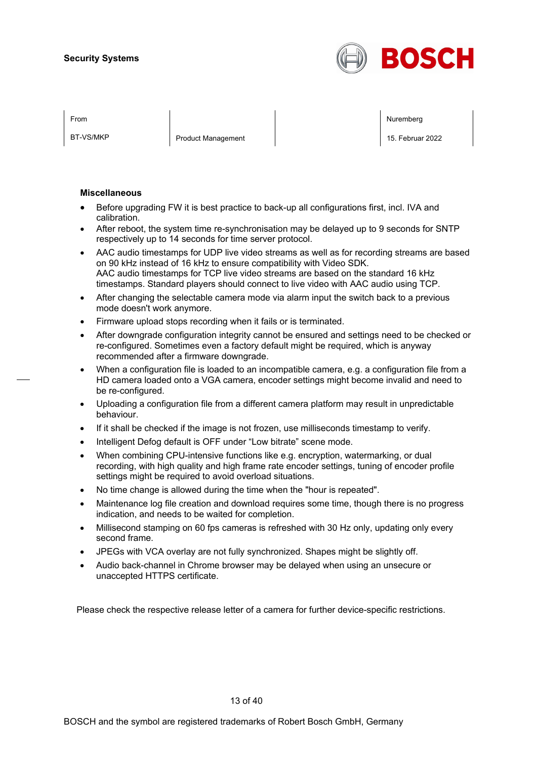## Miscellaneous

- Before upgrading FW it is best practice to back-up all configurations first, incl. IVA and calibration.
- After reboot, the system time re-synchronisation may be delayed up to 9 seconds for SNTP respectively up to 14 seconds for time server protocol.
- AAC audio timestamps for UDP live video streams as well as for recording streams are based on 90 kHz instead of 16 kHz to ensure compatibility with Video SDK.
  AAC audio timestamps for TCP live video streams are based on the standard 16 kHz timestamps. Standard players should connect to live video with AAC audio using TCP.
- After changing the selectable camera mode via alarm input the switch back to a previous mode doesn't work anymore.
- Firmware upload stops recording when it fails or is terminated.
- After downgrade configuration integrity cannot be ensured and settings need to be checked or re-configured. Sometimes even a factory default might be required, which is anyway recommended after a firmware downgrade.
- When a configuration file is loaded to an incompatible camera, e.g. a configuration file from a HD camera loaded onto a VGA camera, encoder settings might become invalid and need to be re-configured.
- Uploading a configuration file from a different camera platform may result in unpredictable behaviour.
- If it shall be checked if the image is not frozen, use milliseconds timestamp to verify.
- Intelligent Defog default is OFF under "Low bitrate" scene mode.
- When combining CPU-intensive functions like e.g. encryption, watermarking, or dual recording, with high quality and high frame rate encoder settings, tuning of encoder profile settings might be required to avoid overload situations.
- No time change is allowed during the time when the "hour is repeated".
- Maintenance log file creation and download requires some time, though there is no progress indication, and needs to be waited for completion.
- Millisecond stamping on 60 fps cameras is refreshed with 30 Hz only, updating only every second frame.
- JPEGs with VCA overlay are not fully synchronized. Shapes might be slightly off.
- Audio back-channel in Chrome browser may be delayed when using an unsecure or unaccepted HTTPS certificate.

Please check the respective release letter of a camera for further device-specific restrictions.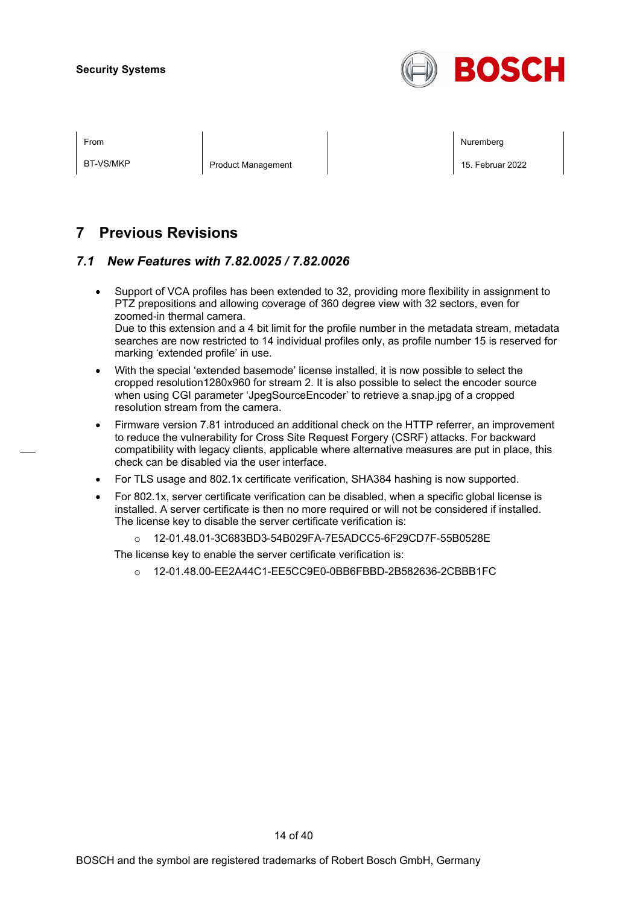# 7 Previous Revisions

## *7.1 New Features with 7.82.0025 / 7.82.0026*

- Support of VCA profiles has been extended to 32, providing more flexibility in assignment to PTZ prepositions and allowing coverage of 360 degree view with 32 sectors, even for zoomed-in thermal camera.
  Due to this extension and a 4 bit limit for the profile number in the metadata stream, metadata searches are now restricted to 14 individual profiles only, as profile number 15 is reserved for marking 'extended profile' in use.
- With the special 'extended basemode' license installed, it is now possible to select the cropped resolution1280x960 for stream 2. It is also possible to select the encoder source when using CGI parameter 'JpegSourceEncoder' to retrieve a snap.jpg of a cropped resolution stream from the camera.
- Firmware version 7.81 introduced an additional check on the HTTP referrer, an improvement to reduce the vulnerability for Cross Site Request Forgery (CSRF) attacks. For backward compatibility with legacy clients, applicable where alternative measures are put in place, this check can be disabled via the user interface.
- For TLS usage and 802.1x certificate verification, SHA384 hashing is now supported.
- For 802.1x, server certificate verification can be disabled, when a specific global license is installed. A server certificate is then no more required or will not be considered if installed.
  The license key to disable the server certificate verification is:
  - 12-01.48.01-3C683BD3-54B029FA-7E5ADCC5-6F29CD7F-55B0528E

  The license key to enable the server certificate verification is:
  - 12-01.48.00-EE2A44C1-EE5CC9E0-0BB6FBBD-2B582636-2CBBB1FC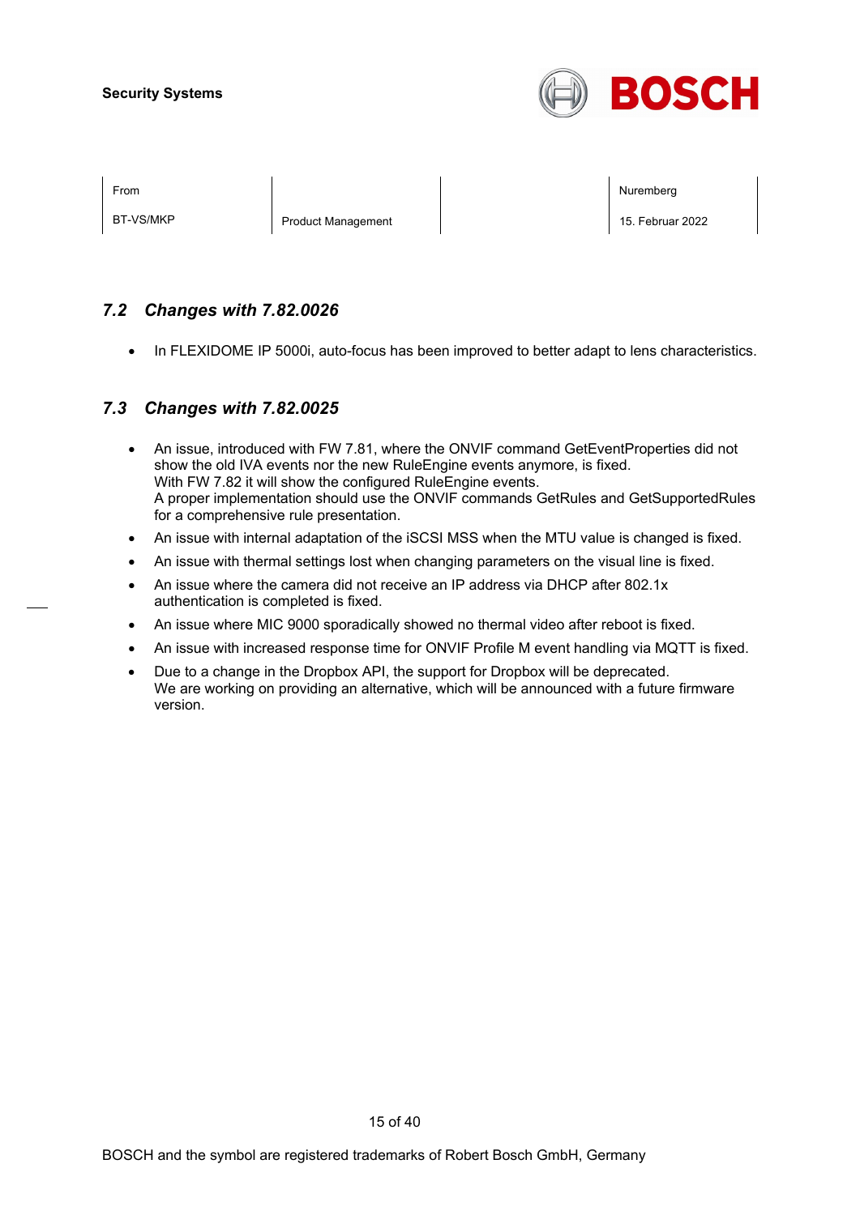### 7.2 *Changes with 7.82.0026*

- In FLEXIDOME IP 5000i, auto-focus has been improved to better adapt to lens characteristics.

### 7.3 *Changes with 7.82.0025*

- An issue, introduced with FW 7.81, where the ONVIF command GetEventProperties did not show the old IVA events nor the new RuleEngine events anymore, is fixed.
  With FW 7.82 it will show the configured RuleEngine events.
  A proper implementation should use the ONVIF commands GetRules and GetSupportedRules for a comprehensive rule presentation.
- An issue with internal adaptation of the iSCSI MSS when the MTU value is changed is fixed.
- An issue with thermal settings lost when changing parameters on the visual line is fixed.
- An issue where the camera did not receive an IP address via DHCP after 802.1x authentication is completed is fixed.
- An issue where MIC 9000 sporadically showed no thermal video after reboot is fixed.
- An issue with increased response time for ONVIF Profile M event handling via MQTT is fixed.
- Due to a change in the Dropbox API, the support for Dropbox will be deprecated.
  We are working on providing an alternative, which will be announced with a future firmware version.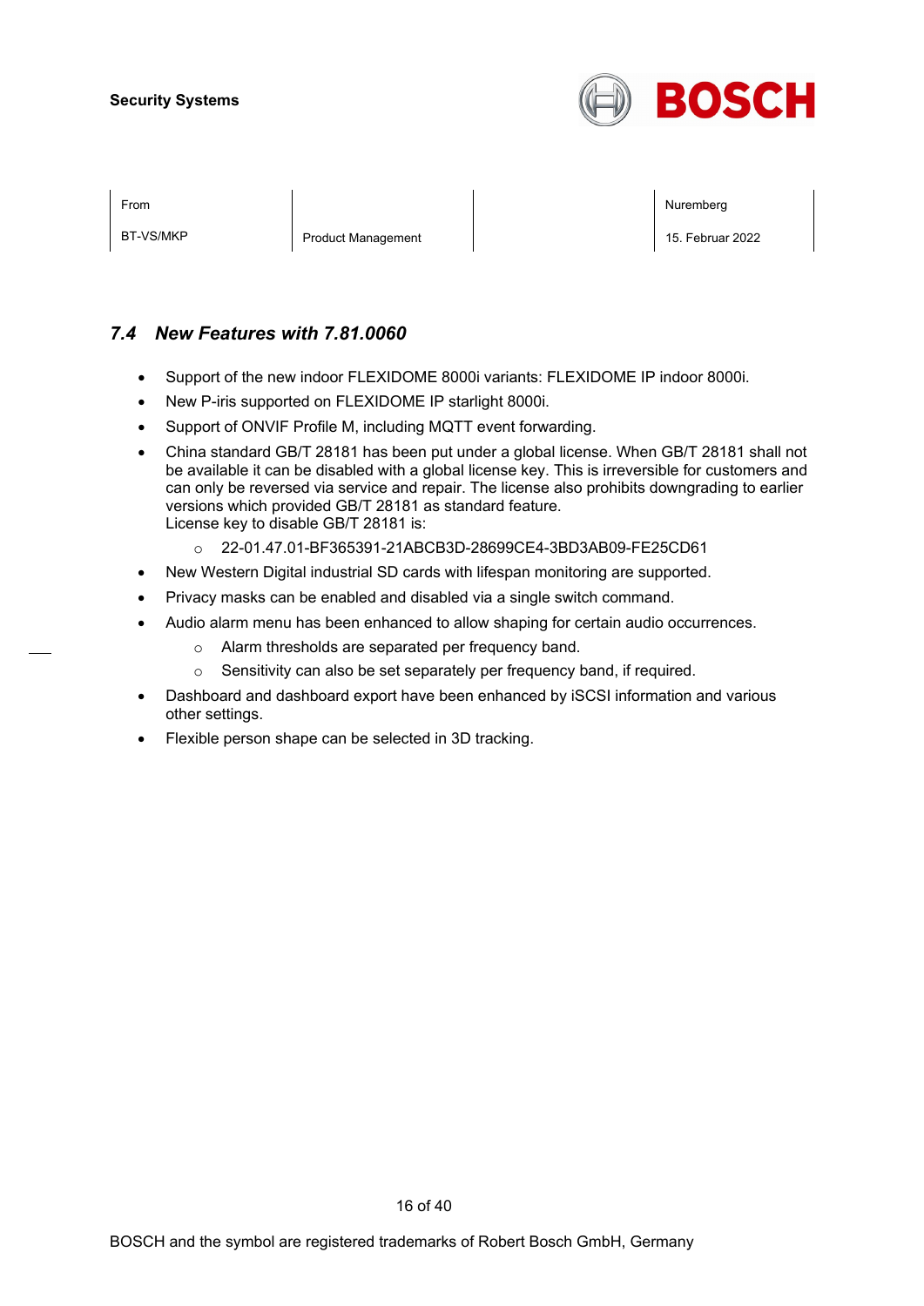### *7.4 New Features with 7.81.0060*

- Support of the new indoor FLEXIDOME 8000i variants: FLEXIDOME IP indoor 8000i.
- New P-iris supported on FLEXIDOME IP starlight 8000i.
- Support of ONVIF Profile M, including MQTT event forwarding.
- China standard GB/T 28181 has been put under a global license. When GB/T 28181 shall not be available it can be disabled with a global license key. This is irreversible for customers and can only be reversed via service and repair. The license also prohibits downgrading to earlier versions which provided GB/T 28181 as standard feature.
  License key to disable GB/T 28181 is:
  - 22-01.47.01-BF365391-21ABCB3D-28699CE4-3BD3AB09-FE25CD61
- New Western Digital industrial SD cards with lifespan monitoring are supported.
- Privacy masks can be enabled and disabled via a single switch command.
- Audio alarm menu has been enhanced to allow shaping for certain audio occurrences.
  - Alarm thresholds are separated per frequency band.
  - Sensitivity can also be set separately per frequency band, if required.
- Dashboard and dashboard export have been enhanced by iSCSI information and various other settings.
- Flexible person shape can be selected in 3D tracking.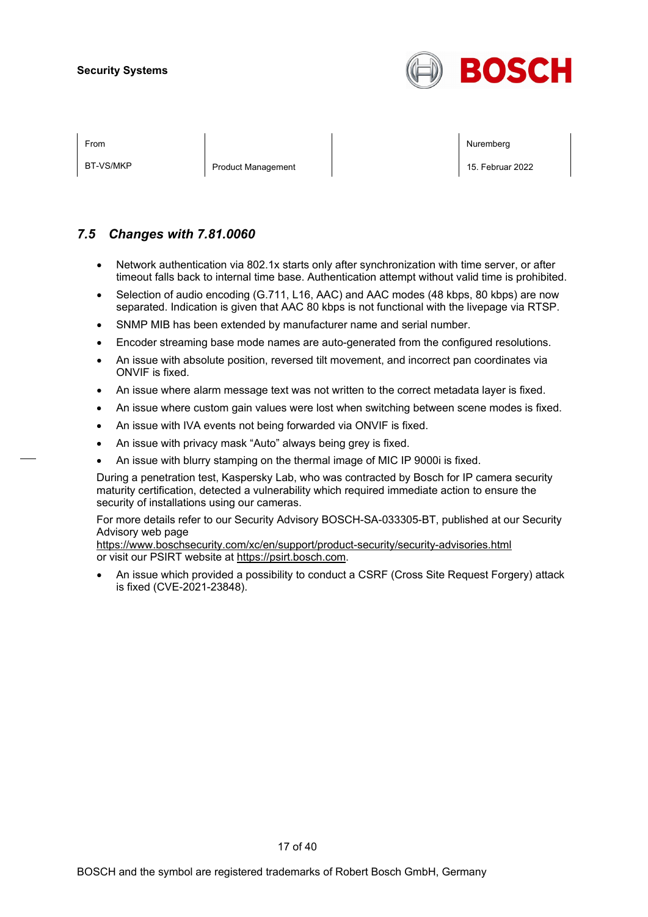### 7.5 *Changes with 7.81.0060*

- Network authentication via 802.1x starts only after synchronization with time server, or after timeout falls back to internal time base. Authentication attempt without valid time is prohibited.
- Selection of audio encoding (G.711, L16, AAC) and AAC modes (48 kbps, 80 kbps) are now separated. Indication is given that AAC 80 kbps is not functional with the livepage via RTSP.
- SNMP MIB has been extended by manufacturer name and serial number.
- Encoder streaming base mode names are auto-generated from the configured resolutions.
- An issue with absolute position, reversed tilt movement, and incorrect pan coordinates via ONVIF is fixed.
- An issue where alarm message text was not written to the correct metadata layer is fixed.
- An issue where custom gain values were lost when switching between scene modes is fixed.
- An issue with IVA events not being forwarded via ONVIF is fixed.
- An issue with privacy mask "Auto" always being grey is fixed.
- An issue with blurry stamping on the thermal image of MIC IP 9000i is fixed.

During a penetration test, Kaspersky Lab, who was contracted by Bosch for IP camera security maturity certification, detected a vulnerability which required immediate action to ensure the security of installations using our cameras.

For more details refer to our Security Advisory BOSCH-SA-033305-BT, published at our Security Advisory web page
https://www.boschsecurity.com/xc/en/support/product-security/security-advisories.html
or visit our PSIRT website at https://psirt.bosch.com.

- An issue which provided a possibility to conduct a CSRF (Cross Site Request Forgery) attack is fixed (CVE-2021-23848).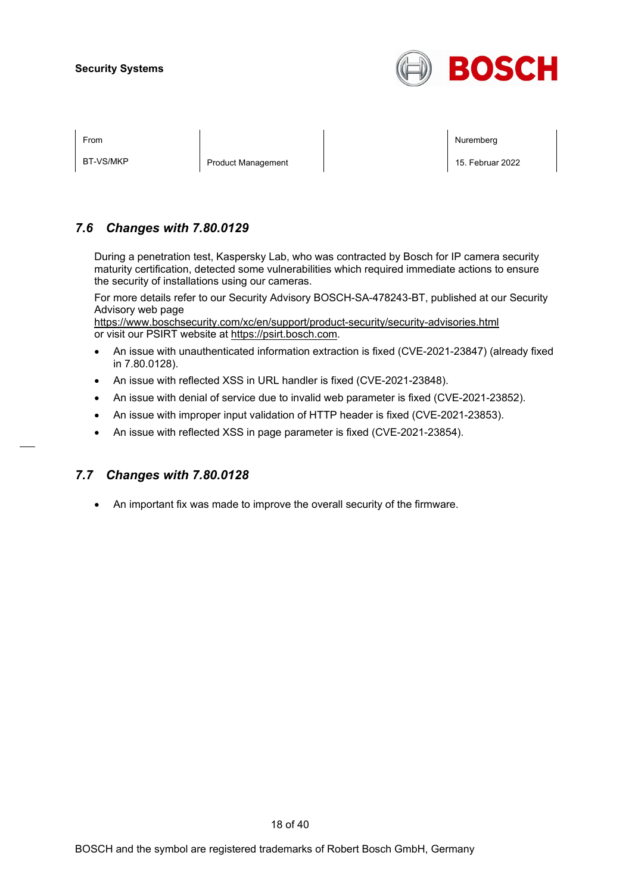### 7.6 *Changes with 7.80.0129*

During a penetration test, Kaspersky Lab, who was contracted by Bosch for IP camera security maturity certification, detected some vulnerabilities which required immediate actions to ensure the security of installations using our cameras.

For more details refer to our Security Advisory BOSCH-SA-478243-BT, published at our Security Advisory web page
https://www.boschsecurity.com/xc/en/support/product-security/security-advisories.html
or visit our PSIRT website at https://psirt.bosch.com.

- An issue with unauthenticated information extraction is fixed (CVE-2021-23847) (already fixed in 7.80.0128).
- An issue with reflected XSS in URL handler is fixed (CVE-2021-23848).
- An issue with denial of service due to invalid web parameter is fixed (CVE-2021-23852).
- An issue with improper input validation of HTTP header is fixed (CVE-2021-23853).
- An issue with reflected XSS in page parameter is fixed (CVE-2021-23854).

### 7.7 *Changes with 7.80.0128*

- An important fix was made to improve the overall security of the firmware.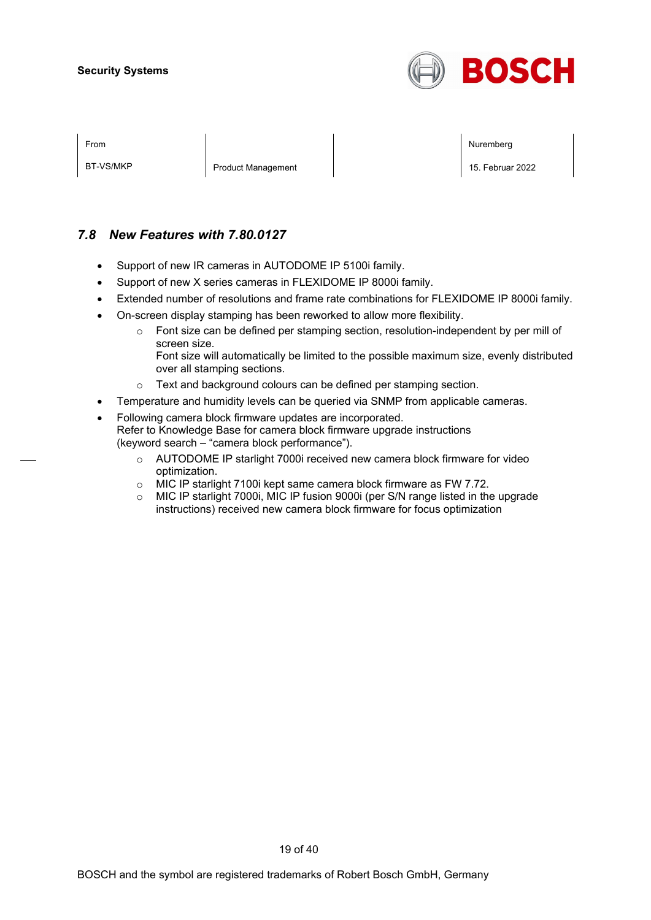## 7.8 *New Features with 7.80.0127*

- Support of new IR cameras in AUTODOME IP 5100i family.
- Support of new X series cameras in FLEXIDOME IP 8000i family.
- Extended number of resolutions and frame rate combinations for FLEXIDOME IP 8000i family.
- On-screen display stamping has been reworked to allow more flexibility.
    - Font size can be defined per stamping section, resolution-independent by per mill of screen size.
      Font size will automatically be limited to the possible maximum size, evenly distributed over all stamping sections.
    - Text and background colours can be defined per stamping section.
- Temperature and humidity levels can be queried via SNMP from applicable cameras.
- Following camera block firmware updates are incorporated.
  Refer to Knowledge Base for camera block firmware upgrade instructions
  (keyword search – "camera block performance").
    - AUTODOME IP starlight 7000i received new camera block firmware for video optimization.
    - MIC IP starlight 7100i kept same camera block firmware as FW 7.72.
    - MIC IP starlight 7000i, MIC IP fusion 9000i (per S/N range listed in the upgrade instructions) received new camera block firmware for focus optimization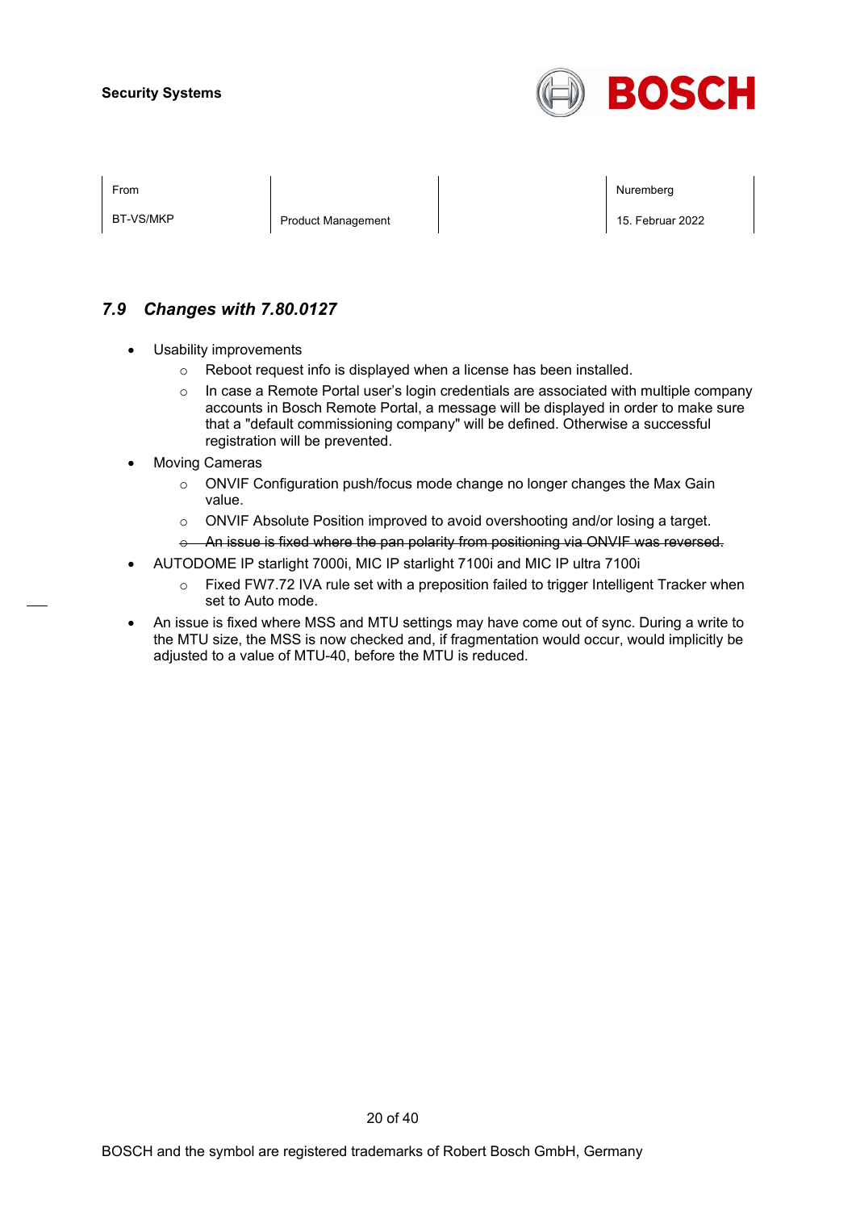## 7.9 *Changes with 7.80.0127*

- Usability improvements
  - Reboot request info is displayed when a license has been installed.
  - In case a Remote Portal user's login credentials are associated with multiple company accounts in Bosch Remote Portal, a message will be displayed in order to make sure that a "default commissioning company" will be defined. Otherwise a successful registration will be prevented.
- Moving Cameras
  - ONVIF Configuration push/focus mode change no longer changes the Max Gain value.
  - ONVIF Absolute Position improved to avoid overshooting and/or losing a target.
  - ~~An issue is fixed where the pan polarity from positioning via ONVIF was reversed.~~
- AUTODOME IP starlight 7000i, MIC IP starlight 7100i and MIC IP ultra 7100i
  - Fixed FW7.72 IVA rule set with a preposition failed to trigger Intelligent Tracker when set to Auto mode.
- An issue is fixed where MSS and MTU settings may have come out of sync. During a write to the MTU size, the MSS is now checked and, if fragmentation would occur, would implicitly be adjusted to a value of MTU-40, before the MTU is reduced.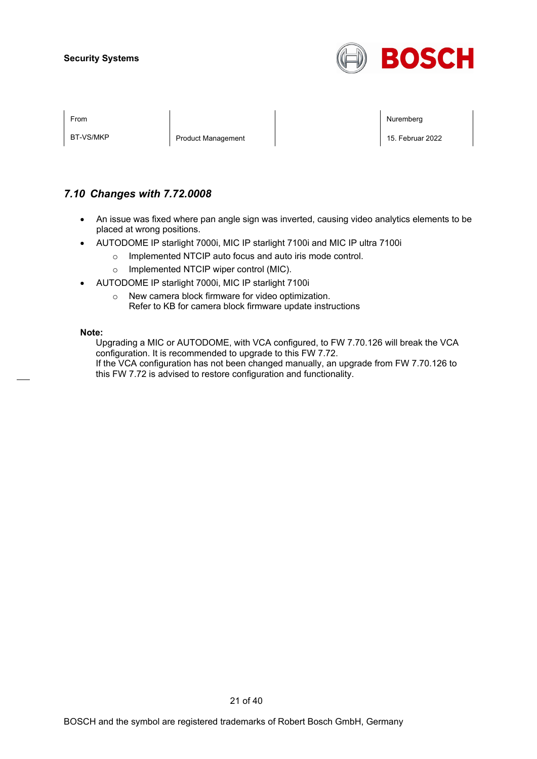## 7.10 Changes with 7.72.0008

- An issue was fixed where pan angle sign was inverted, causing video analytics elements to be placed at wrong positions.
- AUTODOME IP starlight 7000i, MIC IP starlight 7100i and MIC IP ultra 7100i
    - Implemented NTCIP auto focus and auto iris mode control.
    - Implemented NTCIP wiper control (MIC).
- AUTODOME IP starlight 7000i, MIC IP starlight 7100i
    - New camera block firmware for video optimization.
      Refer to KB for camera block firmware update instructions

**Note:**

Upgrading a MIC or AUTODOME, with VCA configured, to FW 7.70.126 will break the VCA configuration. It is recommended to upgrade to this FW 7.72.
If the VCA configuration has not been changed manually, an upgrade from FW 7.70.126 to this FW 7.72 is advised to restore configuration and functionality.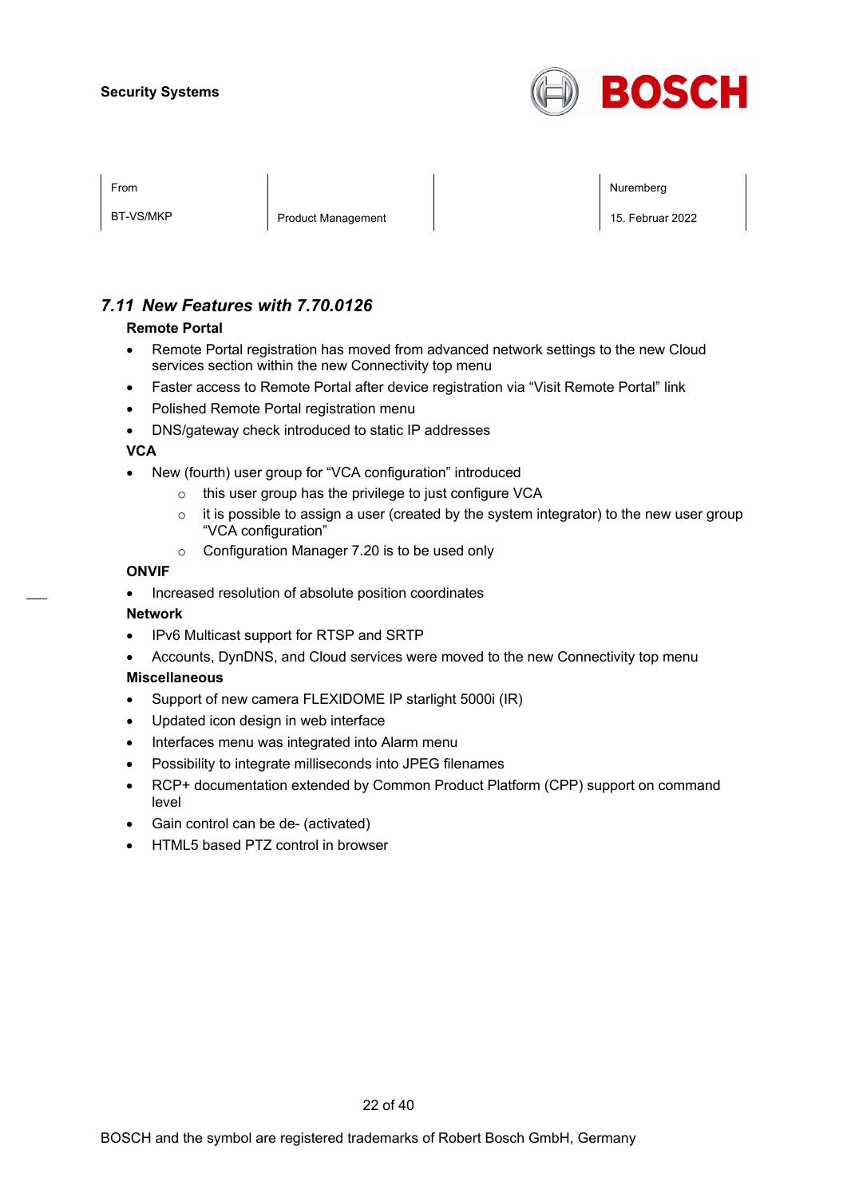## 7.11 New Features with 7.70.0126

**Remote Portal**

- Remote Portal registration has moved from advanced network settings to the new Cloud services section within the new Connectivity top menu
- Faster access to Remote Portal after device registration via “Visit Remote Portal” link
- Polished Remote Portal registration menu
- DNS/gateway check introduced to static IP addresses

**VCA**

- New (fourth) user group for “VCA configuration” introduced
  - this user group has the privilege to just configure VCA
  - it is possible to assign a user (created by the system integrator) to the new user group “VCA configuration”
  - Configuration Manager 7.20 is to be used only

**ONVIF**

- Increased resolution of absolute position coordinates

**Network**

- IPv6 Multicast support for RTSP and SRTP
- Accounts, DynDNS, and Cloud services were moved to the new Connectivity top menu

**Miscellaneous**

- Support of new camera FLEXIDOME IP starlight 5000i (IR)
- Updated icon design in web interface
- Interfaces menu was integrated into Alarm menu
- Possibility to integrate milliseconds into JPEG filenames
- RCP+ documentation extended by Common Product Platform (CPP) support on command level
- Gain control can be de- (activated)
- HTML5 based PTZ control in browser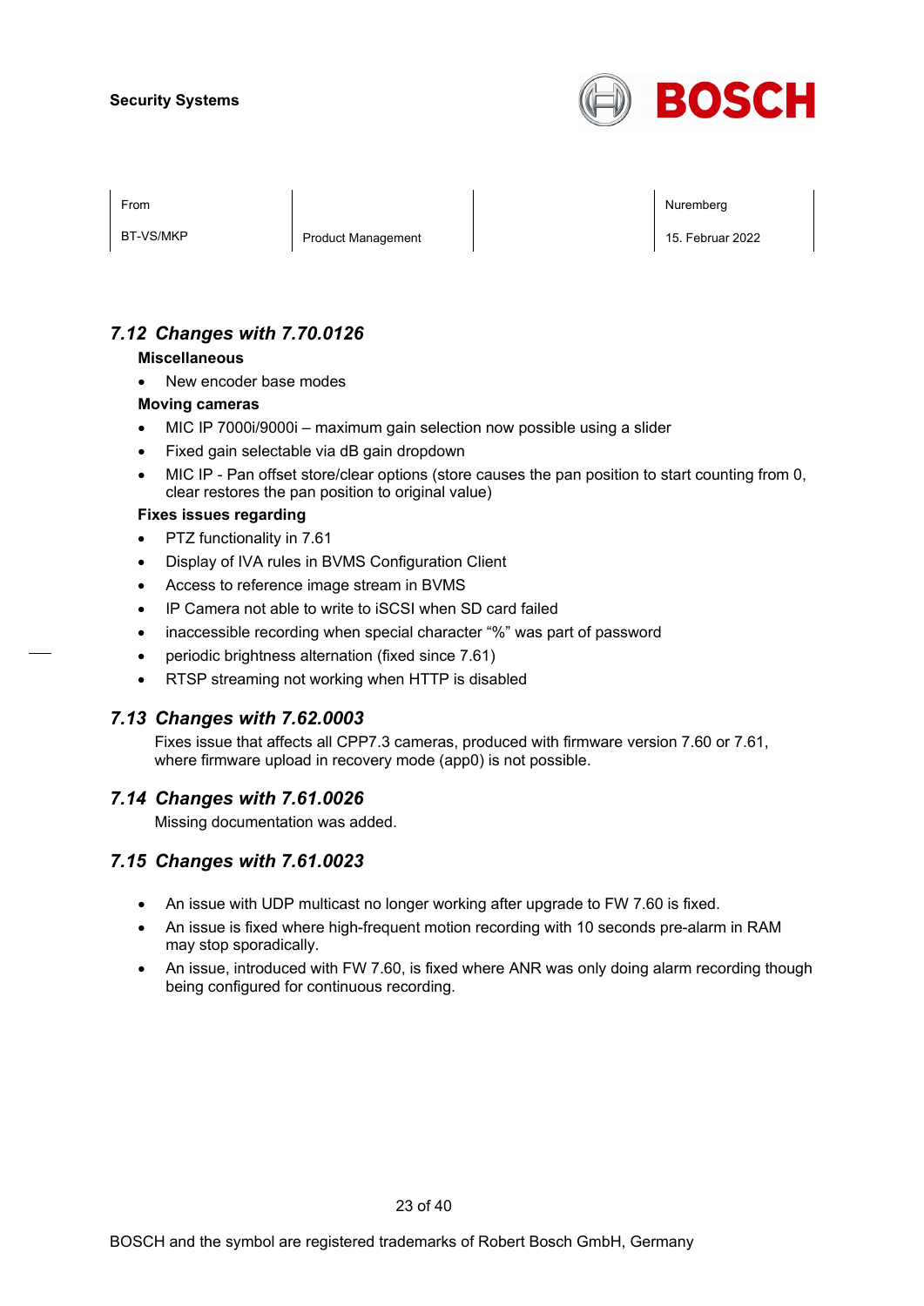## 7.12 Changes with 7.70.0126

**Miscellaneous**

- New encoder base modes

**Moving cameras**

- MIC IP 7000i/9000i – maximum gain selection now possible using a slider
- Fixed gain selectable via dB gain dropdown
- MIC IP - Pan offset store/clear options (store causes the pan position to start counting from 0, clear restores the pan position to original value)

**Fixes issues regarding**

- PTZ functionality in 7.61
- Display of IVA rules in BVMS Configuration Client
- Access to reference image stream in BVMS
- IP Camera not able to write to iSCSI when SD card failed
- inaccessible recording when special character "%" was part of password
- periodic brightness alternation (fixed since 7.61)
- RTSP streaming not working when HTTP is disabled

## 7.13 Changes with 7.62.0003

Fixes issue that affects all CPP7.3 cameras, produced with firmware version 7.60 or 7.61, where firmware upload in recovery mode (app0) is not possible.

## 7.14 Changes with 7.61.0026

Missing documentation was added.

## 7.15 Changes with 7.61.0023

- An issue with UDP multicast no longer working after upgrade to FW 7.60 is fixed.
- An issue is fixed where high-frequent motion recording with 10 seconds pre-alarm in RAM may stop sporadically.
- An issue, introduced with FW 7.60, is fixed where ANR was only doing alarm recording though being configured for continuous recording.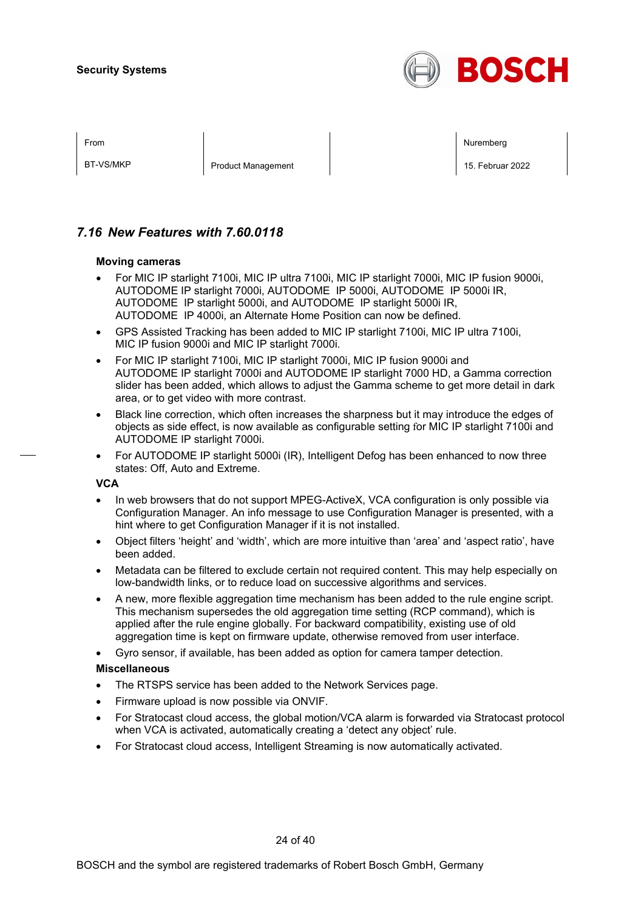## 7.16 New Features with 7.60.0118

**Moving cameras**

- For MIC IP starlight 7100i, MIC IP ultra 7100i, MIC IP starlight 7000i, MIC IP fusion 9000i, AUTODOME IP starlight 7000i, AUTODOME IP 5000i, AUTODOME IP 5000i IR, AUTODOME IP starlight 5000i, and AUTODOME IP starlight 5000i IR, AUTODOME IP 4000i, an Alternate Home Position can now be defined.
- GPS Assisted Tracking has been added to MIC IP starlight 7100i, MIC IP ultra 7100i, MIC IP fusion 9000i and MIC IP starlight 7000i.
- For MIC IP starlight 7100i, MIC IP starlight 7000i, MIC IP fusion 9000i and AUTODOME IP starlight 7000i and AUTODOME IP starlight 7000 HD, a Gamma correction slider has been added, which allows to adjust the Gamma scheme to get more detail in dark area, or to get video with more contrast.
- Black line correction, which often increases the sharpness but it may introduce the edges of objects as side effect, is now available as configurable setting for MIC IP starlight 7100i and AUTODOME IP starlight 7000i.
- For AUTODOME IP starlight 5000i (IR), Intelligent Defog has been enhanced to now three states: Off, Auto and Extreme.

**VCA**

- In web browsers that do not support MPEG-ActiveX, VCA configuration is only possible via Configuration Manager. An info message to use Configuration Manager is presented, with a hint where to get Configuration Manager if it is not installed.
- Object filters ‘height’ and ‘width’, which are more intuitive than ‘area’ and ‘aspect ratio’, have been added.
- Metadata can be filtered to exclude certain not required content. This may help especially on low-bandwidth links, or to reduce load on successive algorithms and services.
- A new, more flexible aggregation time mechanism has been added to the rule engine script. This mechanism supersedes the old aggregation time setting (RCP command), which is applied after the rule engine globally. For backward compatibility, existing use of old aggregation time is kept on firmware update, otherwise removed from user interface.
- Gyro sensor, if available, has been added as option for camera tamper detection.

**Miscellaneous**

- The RTSPS service has been added to the Network Services page.
- Firmware upload is now possible via ONVIF.
- For Stratocast cloud access, the global motion/VCA alarm is forwarded via Stratocast protocol when VCA is activated, automatically creating a ‘detect any object’ rule.
- For Stratocast cloud access, Intelligent Streaming is now automatically activated.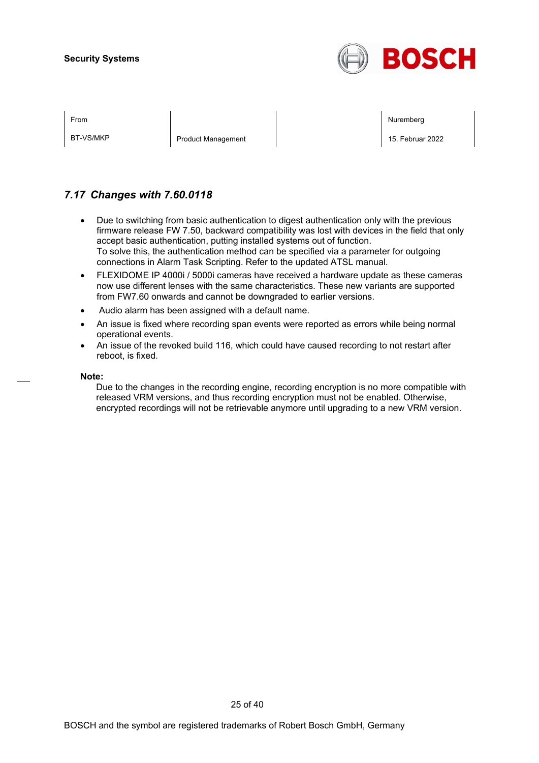## 7.17 *Changes with 7.60.0118*

- Due to switching from basic authentication to digest authentication only with the previous firmware release FW 7.50, backward compatibility was lost with devices in the field that only accept basic authentication, putting installed systems out of function.
  To solve this, the authentication method can be specified via a parameter for outgoing connections in Alarm Task Scripting. Refer to the updated ATSL manual.
- FLEXIDOME IP 4000i / 5000i cameras have received a hardware update as these cameras now use different lenses with the same characteristics. These new variants are supported from FW7.60 onwards and cannot be downgraded to earlier versions.
- Audio alarm has been assigned with a default name.
- An issue is fixed where recording span events were reported as errors while being normal operational events.
- An issue of the revoked build 116, which could have caused recording to not restart after reboot, is fixed.

**Note:**

Due to the changes in the recording engine, recording encryption is no more compatible with released VRM versions, and thus recording encryption must not be enabled. Otherwise, encrypted recordings will not be retrievable anymore until upgrading to a new VRM version.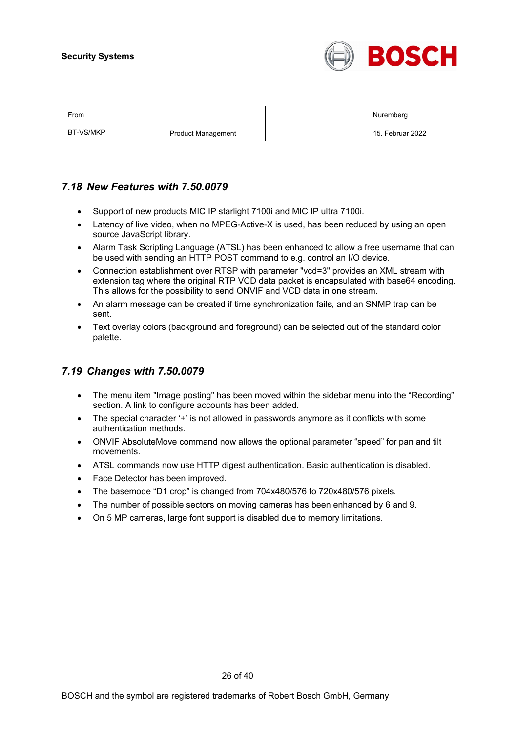## 7.18 New Features with 7.50.0079

- Support of new products MIC IP starlight 7100i and MIC IP ultra 7100i.
- Latency of live video, when no MPEG-Active-X is used, has been reduced by using an open source JavaScript library.
- Alarm Task Scripting Language (ATSL) has been enhanced to allow a free username that can be used with sending an HTTP POST command to e.g. control an I/O device.
- Connection establishment over RTSP with parameter "vcd=3" provides an XML stream with extension tag where the original RTP VCD data packet is encapsulated with base64 encoding. This allows for the possibility to send ONVIF and VCD data in one stream.
- An alarm message can be created if time synchronization fails, and an SNMP trap can be sent.
- Text overlay colors (background and foreground) can be selected out of the standard color palette.

## 7.19 Changes with 7.50.0079

- The menu item "Image posting" has been moved within the sidebar menu into the “Recording” section. A link to configure accounts has been added.
- The special character ‘+’ is not allowed in passwords anymore as it conflicts with some authentication methods.
- ONVIF AbsoluteMove command now allows the optional parameter “speed” for pan and tilt movements.
- ATSL commands now use HTTP digest authentication. Basic authentication is disabled.
- Face Detector has been improved.
- The basemode “D1 crop” is changed from 704x480/576 to 720x480/576 pixels.
- The number of possible sectors on moving cameras has been enhanced by 6 and 9.
- On 5 MP cameras, large font support is disabled due to memory limitations.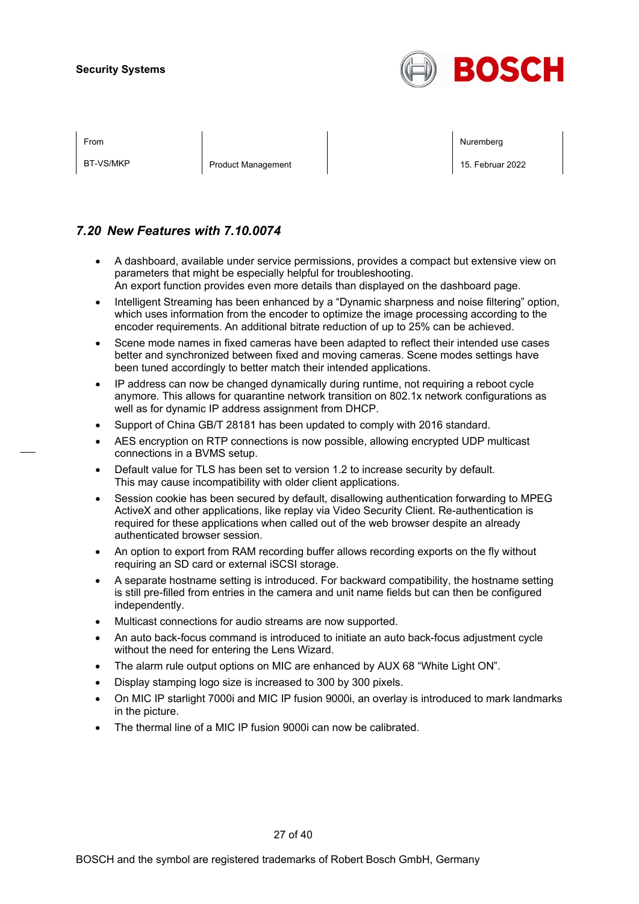## *7.20 New Features with 7.10.0074*

- A dashboard, available under service permissions, provides a compact but extensive view on parameters that might be especially helpful for troubleshooting.
  An export function provides even more details than displayed on the dashboard page.
- Intelligent Streaming has been enhanced by a “Dynamic sharpness and noise filtering” option, which uses information from the encoder to optimize the image processing according to the encoder requirements. An additional bitrate reduction of up to 25% can be achieved.
- Scene mode names in fixed cameras have been adapted to reflect their intended use cases better and synchronized between fixed and moving cameras. Scene modes settings have been tuned accordingly to better match their intended applications.
- IP address can now be changed dynamically during runtime, not requiring a reboot cycle anymore. This allows for quarantine network transition on 802.1x network configurations as well as for dynamic IP address assignment from DHCP.
- Support of China GB/T 28181 has been updated to comply with 2016 standard.
- AES encryption on RTP connections is now possible, allowing encrypted UDP multicast connections in a BVMS setup.
- Default value for TLS has been set to version 1.2 to increase security by default.
  This may cause incompatibility with older client applications.
- Session cookie has been secured by default, disallowing authentication forwarding to MPEG ActiveX and other applications, like replay via Video Security Client. Re-authentication is required for these applications when called out of the web browser despite an already authenticated browser session.
- An option to export from RAM recording buffer allows recording exports on the fly without requiring an SD card or external iSCSI storage.
- A separate hostname setting is introduced. For backward compatibility, the hostname setting is still pre-filled from entries in the camera and unit name fields but can then be configured independently.
- Multicast connections for audio streams are now supported.
- An auto back-focus command is introduced to initiate an auto back-focus adjustment cycle without the need for entering the Lens Wizard.
- The alarm rule output options on MIC are enhanced by AUX 68 “White Light ON”.
- Display stamping logo size is increased to 300 by 300 pixels.
- On MIC IP starlight 7000i and MIC IP fusion 9000i, an overlay is introduced to mark landmarks in the picture.
- The thermal line of a MIC IP fusion 9000i can now be calibrated.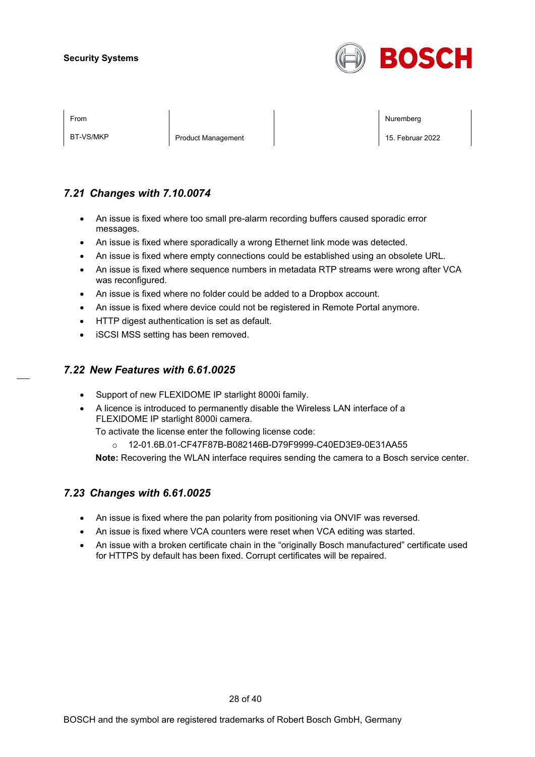## 7.21 Changes with 7.10.0074

- An issue is fixed where too small pre-alarm recording buffers caused sporadic error messages.
- An issue is fixed where sporadically a wrong Ethernet link mode was detected.
- An issue is fixed where empty connections could be established using an obsolete URL.
- An issue is fixed where sequence numbers in metadata RTP streams were wrong after VCA was reconfigured.
- An issue is fixed where no folder could be added to a Dropbox account.
- An issue is fixed where device could not be registered in Remote Portal anymore.
- HTTP digest authentication is set as default.
- iSCSI MSS setting has been removed.

## 7.22 New Features with 6.61.0025

- Support of new FLEXIDOME IP starlight 8000i family.
- A licence is introduced to permanently disable the Wireless LAN interface of a FLEXIDOME IP starlight 8000i camera.
  To activate the license enter the following license code:
  - 12-01.6B.01-CF47F87B-B082146B-D79F9999-C40ED3E9-0E31AA55

  **Note:** Recovering the WLAN interface requires sending the camera to a Bosch service center.

## 7.23 Changes with 6.61.0025

- An issue is fixed where the pan polarity from positioning via ONVIF was reversed.
- An issue is fixed where VCA counters were reset when VCA editing was started.
- An issue with a broken certificate chain in the “originally Bosch manufactured” certificate used for HTTPS by default has been fixed. Corrupt certificates will be repaired.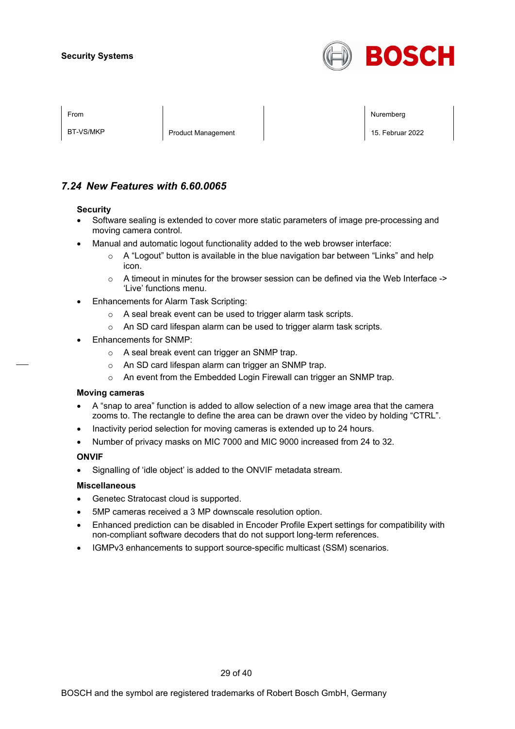## 7.24 New Features with 6.60.0065

**Security**

- Software sealing is extended to cover more static parameters of image pre-processing and moving camera control.
- Manual and automatic logout functionality added to the web browser interface:
  - A “Logout” button is available in the blue navigation bar between “Links” and help icon.
  - A timeout in minutes for the browser session can be defined via the Web Interface -> ‘Live’ functions menu.
- Enhancements for Alarm Task Scripting:
  - A seal break event can be used to trigger alarm task scripts.
  - An SD card lifespan alarm can be used to trigger alarm task scripts.
- Enhancements for SNMP:
  - A seal break event can trigger an SNMP trap.
  - An SD card lifespan alarm can trigger an SNMP trap.
  - An event from the Embedded Login Firewall can trigger an SNMP trap.

**Moving cameras**

- A “snap to area” function is added to allow selection of a new image area that the camera zooms to. The rectangle to define the area can be drawn over the video by holding “CTRL”.
- Inactivity period selection for moving cameras is extended up to 24 hours.
- Number of privacy masks on MIC 7000 and MIC 9000 increased from 24 to 32.

**ONVIF**

- Signalling of ‘idle object’ is added to the ONVIF metadata stream.

**Miscellaneous**

- Genetec Stratocast cloud is supported.
- 5MP cameras received a 3 MP downscale resolution option.
- Enhanced prediction can be disabled in Encoder Profile Expert settings for compatibility with non-compliant software decoders that do not support long-term references.
- IGMPv3 enhancements to support source-specific multicast (SSM) scenarios.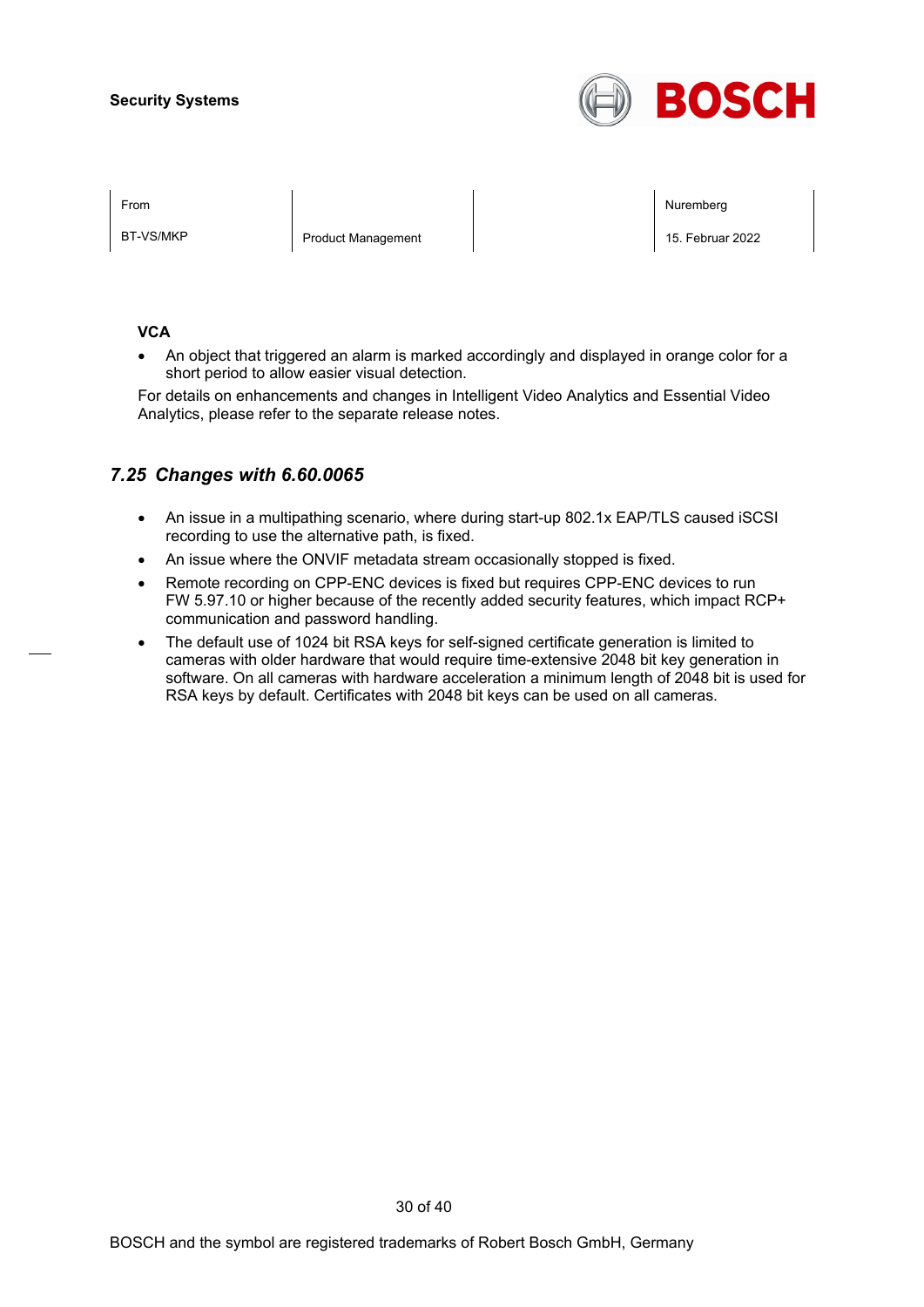**VCA**

- An object that triggered an alarm is marked accordingly and displayed in orange color for a short period to allow easier visual detection.

For details on enhancements and changes in Intelligent Video Analytics and Essential Video Analytics, please refer to the separate release notes.

## *7.25 Changes with 6.60.0065*

- An issue in a multipathing scenario, where during start-up 802.1x EAP/TLS caused iSCSI recording to use the alternative path, is fixed.
- An issue where the ONVIF metadata stream occasionally stopped is fixed.
- Remote recording on CPP-ENC devices is fixed but requires CPP-ENC devices to run FW 5.97.10 or higher because of the recently added security features, which impact RCP+ communication and password handling.
- The default use of 1024 bit RSA keys for self-signed certificate generation is limited to cameras with older hardware that would require time-extensive 2048 bit key generation in software. On all cameras with hardware acceleration a minimum length of 2048 bit is used for RSA keys by default. Certificates with 2048 bit keys can be used on all cameras.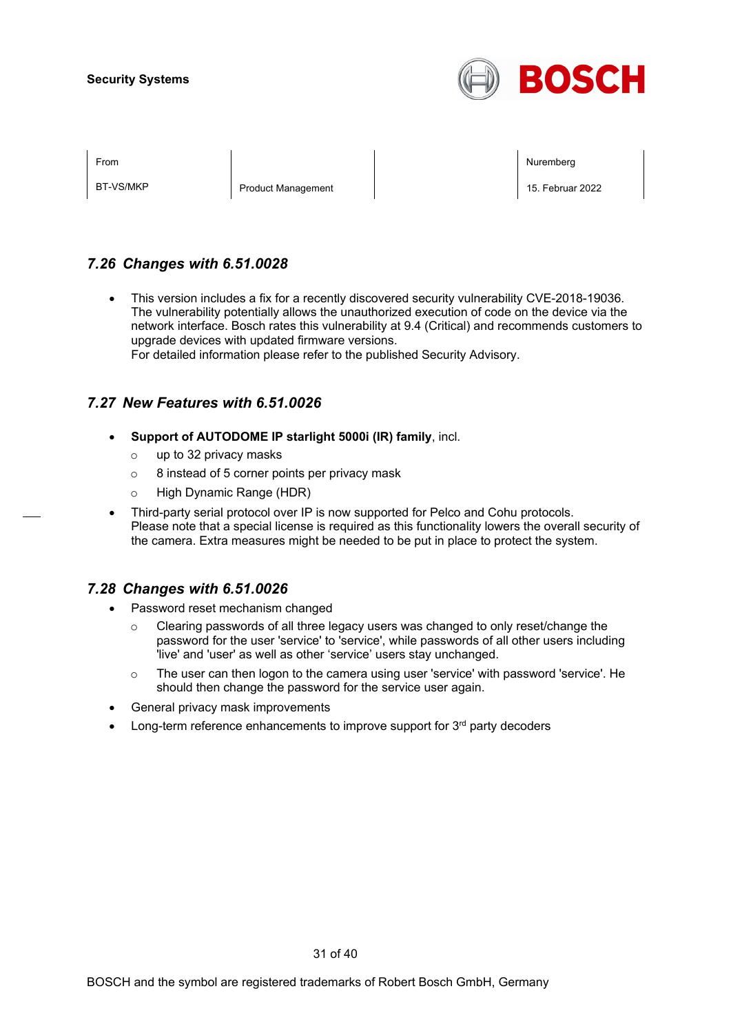## 7.26 Changes with 6.51.0028

- This version includes a fix for a recently discovered security vulnerability CVE-2018-19036. The vulnerability potentially allows the unauthorized execution of code on the device via the network interface. Bosch rates this vulnerability at 9.4 (Critical) and recommends customers to upgrade devices with updated firmware versions.
  For detailed information please refer to the published Security Advisory.

## 7.27 New Features with 6.51.0026

- **Support of AUTODOME IP starlight 5000i (IR) family**, incl.
  - up to 32 privacy masks
  - 8 instead of 5 corner points per privacy mask
  - High Dynamic Range (HDR)
- Third-party serial protocol over IP is now supported for Pelco and Cohu protocols.
  Please note that a special license is required as this functionality lowers the overall security of the camera. Extra measures might be needed to be put in place to protect the system.

## 7.28 Changes with 6.51.0026

- Password reset mechanism changed
  - Clearing passwords of all three legacy users was changed to only reset/change the password for the user 'service' to 'service', while passwords of all other users including 'live' and 'user' as well as other 'service' users stay unchanged.
  - The user can then logon to the camera using user 'service' with password 'service'. He should then change the password for the service user again.
- General privacy mask improvements
- Long-term reference enhancements to improve support for 3rd party decoders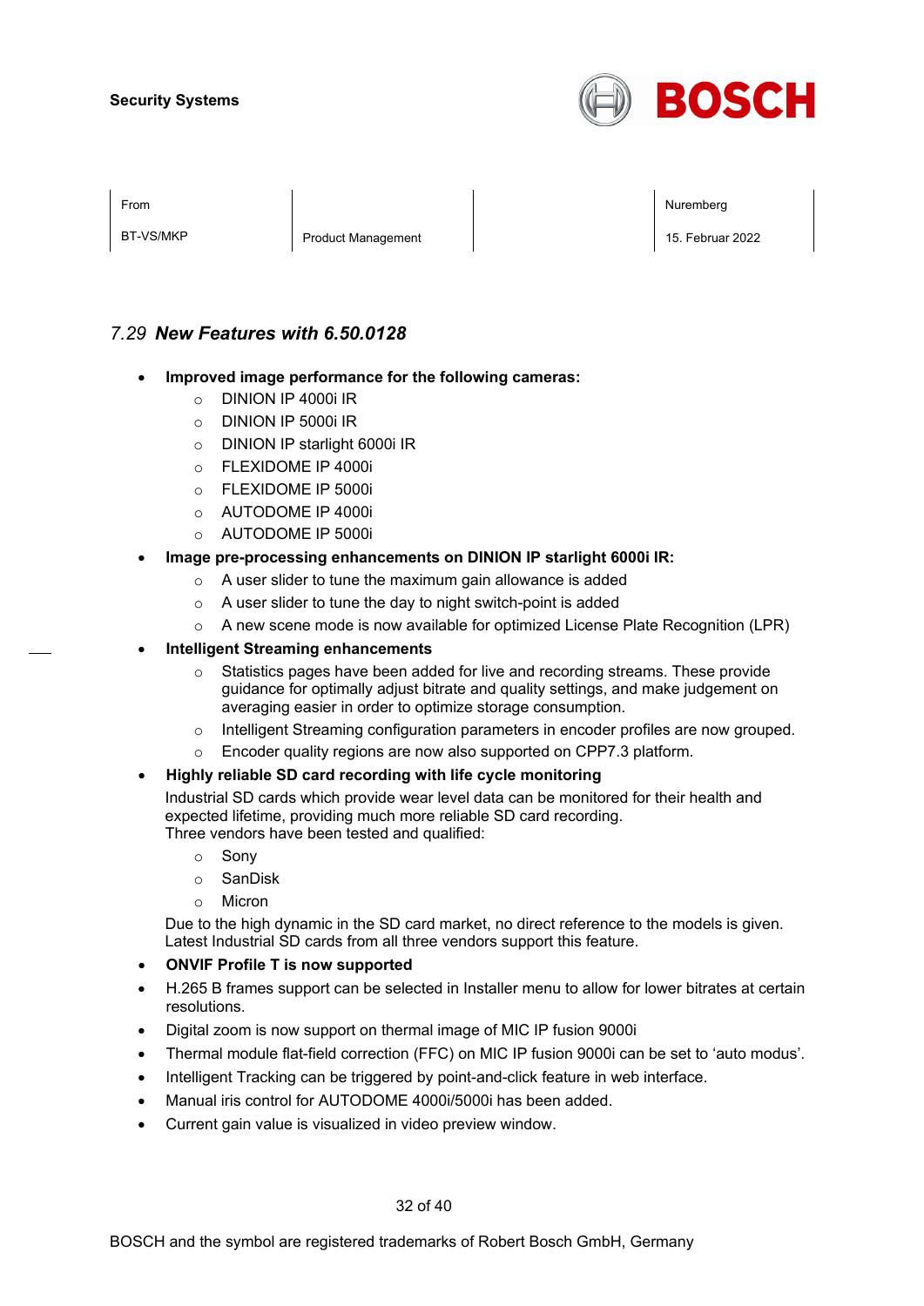## 7.29 *New Features with 6.50.0128*

- **Improved image performance for the following cameras:**
  - DINION IP 4000i IR
  - DINION IP 5000i IR
  - DINION IP starlight 6000i IR
  - FLEXIDOME IP 4000i
  - FLEXIDOME IP 5000i
  - AUTODOME IP 4000i
  - AUTODOME IP 5000i
- **Image pre-processing enhancements on DINION IP starlight 6000i IR:**
  - A user slider to tune the maximum gain allowance is added
  - A user slider to tune the day to night switch-point is added
  - A new scene mode is now available for optimized License Plate Recognition (LPR)
- **Intelligent Streaming enhancements**
  - Statistics pages have been added for live and recording streams. These provide guidance for optimally adjust bitrate and quality settings, and make judgement on averaging easier in order to optimize storage consumption.
  - Intelligent Streaming configuration parameters in encoder profiles are now grouped.
  - Encoder quality regions are now also supported on CPP7.3 platform.
- **Highly reliable SD card recording with life cycle monitoring**

  Industrial SD cards which provide wear level data can be monitored for their health and expected lifetime, providing much more reliable SD card recording.
  Three vendors have been tested and qualified:
  - Sony
  - SanDisk
  - Micron

  Due to the high dynamic in the SD card market, no direct reference to the models is given. Latest Industrial SD cards from all three vendors support this feature.
- **ONVIF Profile T is now supported**
- H.265 B frames support can be selected in Installer menu to allow for lower bitrates at certain resolutions.
- Digital zoom is now support on thermal image of MIC IP fusion 9000i
- Thermal module flat-field correction (FFC) on MIC IP fusion 9000i can be set to 'auto modus'.
- Intelligent Tracking can be triggered by point-and-click feature in web interface.
- Manual iris control for AUTODOME 4000i/5000i has been added.
- Current gain value is visualized in video preview window.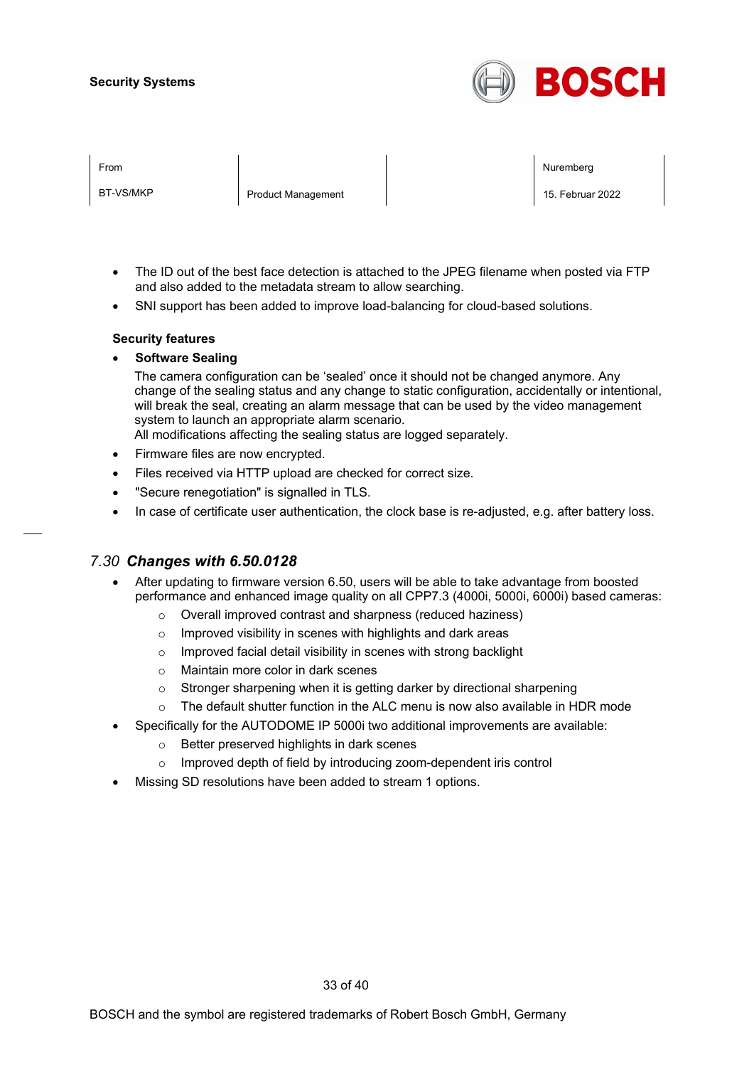- The ID out of the best face detection is attached to the JPEG filename when posted via FTP and also added to the metadata stream to allow searching.
- SNI support has been added to improve load-balancing for cloud-based solutions.

**Security features**

- **Software Sealing**
  The camera configuration can be ‘sealed’ once it should not be changed anymore. Any change of the sealing status and any change to static configuration, accidentally or intentional, will break the seal, creating an alarm message that can be used by the video management system to launch an appropriate alarm scenario.
  All modifications affecting the sealing status are logged separately.
- Firmware files are now encrypted.
- Files received via HTTP upload are checked for correct size.
- "Secure renegotiation" is signalled in TLS.
- In case of certificate user authentication, the clock base is re-adjusted, e.g. after battery loss.

## 7.30 *Changes with 6.50.0128*

- After updating to firmware version 6.50, users will be able to take advantage from boosted performance and enhanced image quality on all CPP7.3 (4000i, 5000i, 6000i) based cameras:
  - Overall improved contrast and sharpness (reduced haziness)
  - Improved visibility in scenes with highlights and dark areas
  - Improved facial detail visibility in scenes with strong backlight
  - Maintain more color in dark scenes
  - Stronger sharpening when it is getting darker by directional sharpening
  - The default shutter function in the ALC menu is now also available in HDR mode
- Specifically for the AUTODOME IP 5000i two additional improvements are available:
  - Better preserved highlights in dark scenes
  - Improved depth of field by introducing zoom-dependent iris control
- Missing SD resolutions have been added to stream 1 options.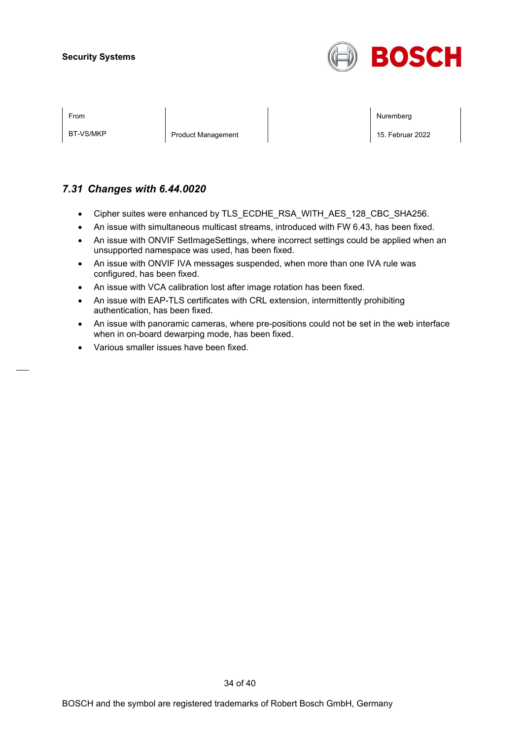## 7.31 Changes with 6.44.0020

- Cipher suites were enhanced by TLS_ECDHE_RSA_WITH_AES_128_CBC_SHA256.
- An issue with simultaneous multicast streams, introduced with FW 6.43, has been fixed.
- An issue with ONVIF SetImageSettings, where incorrect settings could be applied when an unsupported namespace was used, has been fixed.
- An issue with ONVIF IVA messages suspended, when more than one IVA rule was configured, has been fixed.
- An issue with VCA calibration lost after image rotation has been fixed.
- An issue with EAP-TLS certificates with CRL extension, intermittently prohibiting authentication, has been fixed.
- An issue with panoramic cameras, where pre-positions could not be set in the web interface when in on-board dewarping mode, has been fixed.
- Various smaller issues have been fixed.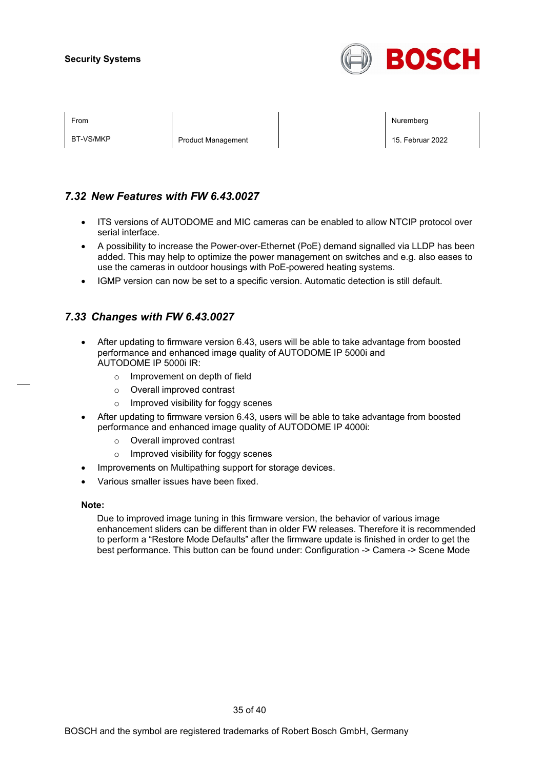## *7.32 New Features with FW 6.43.0027*

- ITS versions of AUTODOME and MIC cameras can be enabled to allow NTCIP protocol over serial interface.
- A possibility to increase the Power-over-Ethernet (PoE) demand signalled via LLDP has been added. This may help to optimize the power management on switches and e.g. also eases to use the cameras in outdoor housings with PoE-powered heating systems.
- IGMP version can now be set to a specific version. Automatic detection is still default.

## *7.33 Changes with FW 6.43.0027*

- After updating to firmware version 6.43, users will be able to take advantage from boosted performance and enhanced image quality of AUTODOME IP 5000i and AUTODOME IP 5000i IR:
  - Improvement on depth of field
  - Overall improved contrast
  - Improved visibility for foggy scenes
- After updating to firmware version 6.43, users will be able to take advantage from boosted performance and enhanced image quality of AUTODOME IP 4000i:
  - Overall improved contrast
  - Improved visibility for foggy scenes
- Improvements on Multipathing support for storage devices.
- Various smaller issues have been fixed.

**Note:**

Due to improved image tuning in this firmware version, the behavior of various image enhancement sliders can be different than in older FW releases. Therefore it is recommended to perform a “Restore Mode Defaults” after the firmware update is finished in order to get the best performance. This button can be found under: Configuration -> Camera -> Scene Mode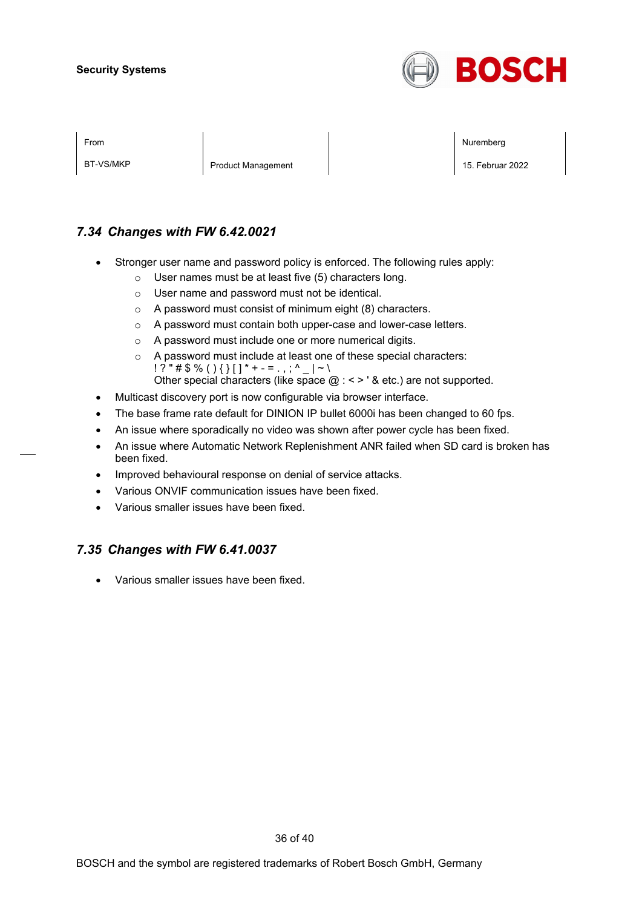## 7.34 Changes with FW 6.42.0021

- Stronger user name and password policy is enforced. The following rules apply:
  - User names must be at least five (5) characters long.
  - User name and password must not be identical.
  - A password must consist of minimum eight (8) characters.
  - A password must contain both upper-case and lower-case letters.
  - A password must include one or more numerical digits.
  - A password must include at least one of these special characters:
    ! ? " # $ % ( ) { } [ ] * + - = . , ; ^ _ | ~ \
    Other special characters (like space @ : < > ' & etc.) are not supported.
- Multicast discovery port is now configurable via browser interface.
- The base frame rate default for DINION IP bullet 6000i has been changed to 60 fps.
- An issue where sporadically no video was shown after power cycle has been fixed.
- An issue where Automatic Network Replenishment ANR failed when SD card is broken has been fixed.
- Improved behavioural response on denial of service attacks.
- Various ONVIF communication issues have been fixed.
- Various smaller issues have been fixed.

## 7.35 Changes with FW 6.41.0037

- Various smaller issues have been fixed.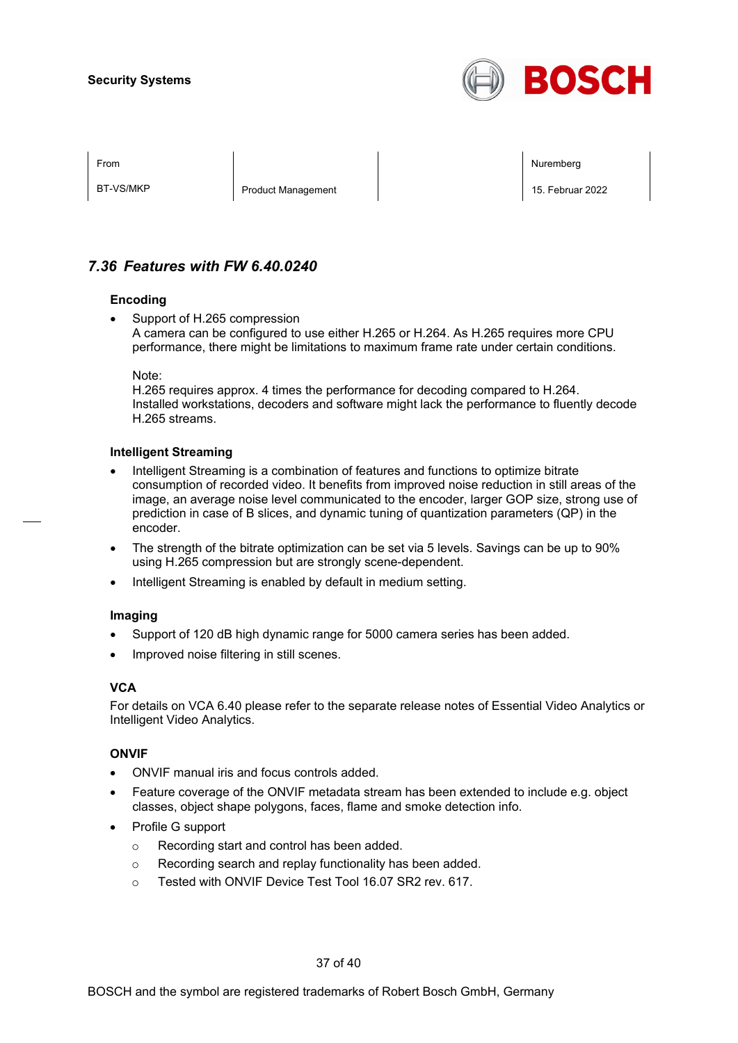## *7.36 Features with FW 6.40.0240*

### Encoding

- Support of H.265 compression
  A camera can be configured to use either H.265 or H.264. As H.265 requires more CPU performance, there might be limitations to maximum frame rate under certain conditions.

  Note:
  H.265 requires approx. 4 times the performance for decoding compared to H.264. Installed workstations, decoders and software might lack the performance to fluently decode H.265 streams.

### Intelligent Streaming

- Intelligent Streaming is a combination of features and functions to optimize bitrate consumption of recorded video. It benefits from improved noise reduction in still areas of the image, an average noise level communicated to the encoder, larger GOP size, strong use of prediction in case of B slices, and dynamic tuning of quantization parameters (QP) in the encoder.
- The strength of the bitrate optimization can be set via 5 levels. Savings can be up to 90% using H.265 compression but are strongly scene-dependent.
- Intelligent Streaming is enabled by default in medium setting.

### Imaging

- Support of 120 dB high dynamic range for 5000 camera series has been added.
- Improved noise filtering in still scenes.

### VCA

For details on VCA 6.40 please refer to the separate release notes of Essential Video Analytics or Intelligent Video Analytics.

### ONVIF

- ONVIF manual iris and focus controls added.
- Feature coverage of the ONVIF metadata stream has been extended to include e.g. object classes, object shape polygons, faces, flame and smoke detection info.
- Profile G support
  - Recording start and control has been added.
  - Recording search and replay functionality has been added.
  - Tested with ONVIF Device Test Tool 16.07 SR2 rev. 617.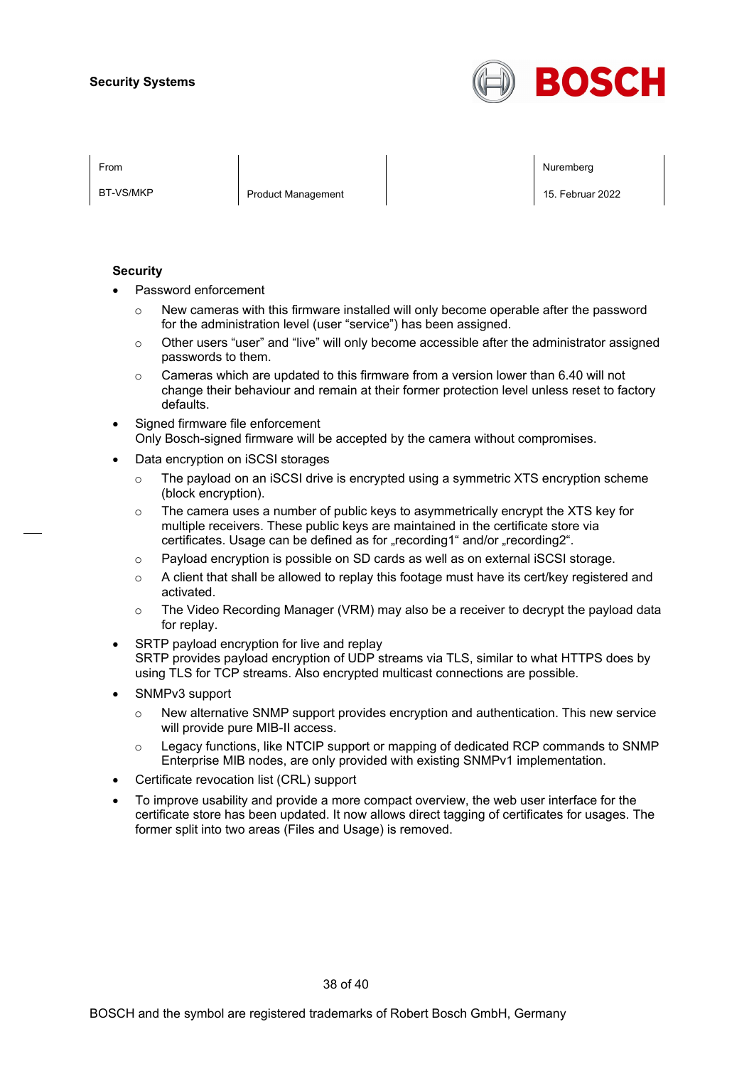### Security

- Password enforcement
  - New cameras with this firmware installed will only become operable after the password for the administration level (user “service”) has been assigned.
  - Other users “user” and “live” will only become accessible after the administrator assigned passwords to them.
  - Cameras which are updated to this firmware from a version lower than 6.40 will not change their behaviour and remain at their former protection level unless reset to factory defaults.
- Signed firmware file enforcement
  Only Bosch-signed firmware will be accepted by the camera without compromises.
- Data encryption on iSCSI storages
  - The payload on an iSCSI drive is encrypted using a symmetric XTS encryption scheme (block encryption).
  - The camera uses a number of public keys to asymmetrically encrypt the XTS key for multiple receivers. These public keys are maintained in the certificate store via certificates. Usage can be defined as for „recording1“ and/or „recording2“.
  - Payload encryption is possible on SD cards as well as on external iSCSI storage.
  - A client that shall be allowed to replay this footage must have its cert/key registered and activated.
  - The Video Recording Manager (VRM) may also be a receiver to decrypt the payload data for replay.
- SRTP payload encryption for live and replay
  SRTP provides payload encryption of UDP streams via TLS, similar to what HTTPS does by using TLS for TCP streams. Also encrypted multicast connections are possible.
- SNMPv3 support
  - New alternative SNMP support provides encryption and authentication. This new service will provide pure MIB-II access.
  - Legacy functions, like NTCIP support or mapping of dedicated RCP commands to SNMP Enterprise MIB nodes, are only provided with existing SNMPv1 implementation.
- Certificate revocation list (CRL) support
- To improve usability and provide a more compact overview, the web user interface for the certificate store has been updated. It now allows direct tagging of certificates for usages. The former split into two areas (Files and Usage) is removed.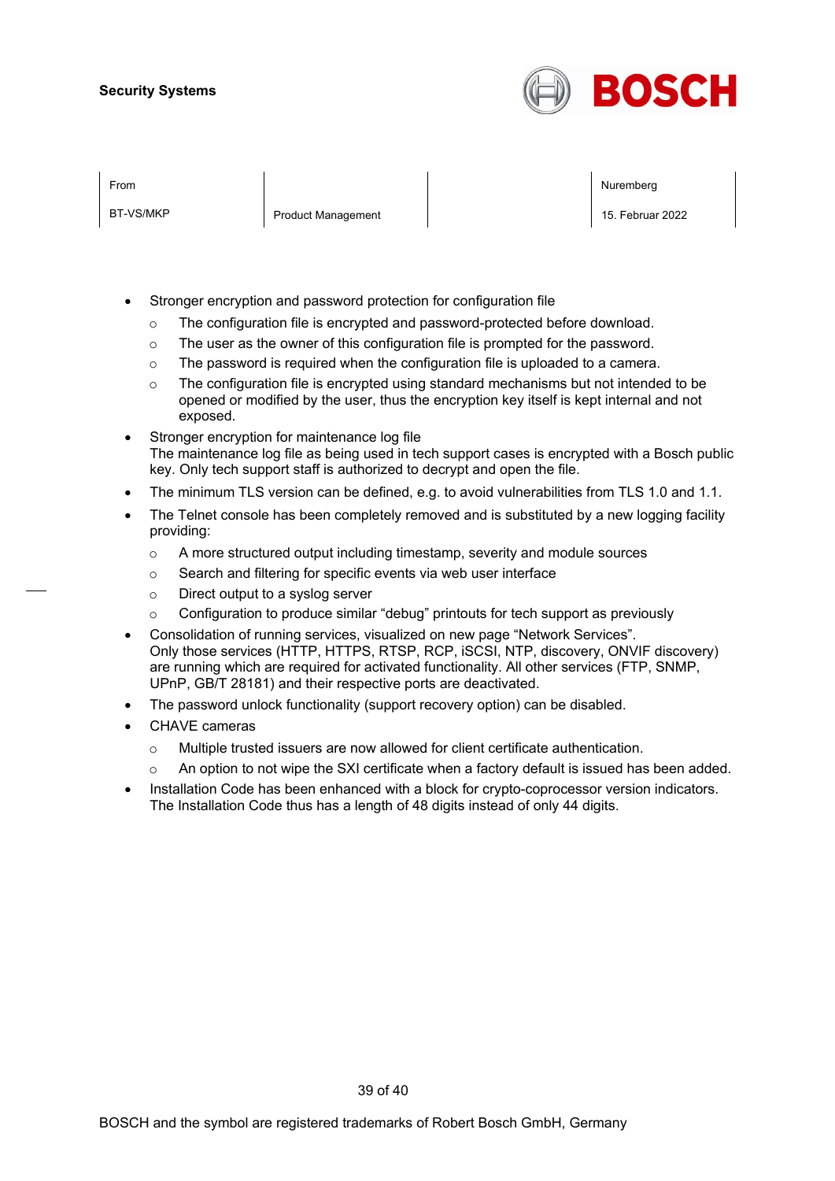- Stronger encryption and password protection for configuration file
  - The configuration file is encrypted and password-protected before download.
  - The user as the owner of this configuration file is prompted for the password.
  - The password is required when the configuration file is uploaded to a camera.
  - The configuration file is encrypted using standard mechanisms but not intended to be opened or modified by the user, thus the encryption key itself is kept internal and not exposed.
- Stronger encryption for maintenance log file
  The maintenance log file as being used in tech support cases is encrypted with a Bosch public key. Only tech support staff is authorized to decrypt and open the file.
- The minimum TLS version can be defined, e.g. to avoid vulnerabilities from TLS 1.0 and 1.1.
- The Telnet console has been completely removed and is substituted by a new logging facility providing:
  - A more structured output including timestamp, severity and module sources
  - Search and filtering for specific events via web user interface
  - Direct output to a syslog server
  - Configuration to produce similar "debug" printouts for tech support as previously
- Consolidation of running services, visualized on new page "Network Services".
  Only those services (HTTP, HTTPS, RTSP, RCP, iSCSI, NTP, discovery, ONVIF discovery) are running which are required for activated functionality. All other services (FTP, SNMP, UPnP, GB/T 28181) and their respective ports are deactivated.
- The password unlock functionality (support recovery option) can be disabled.
- CHAVE cameras
  - Multiple trusted issuers are now allowed for client certificate authentication.
  - An option to not wipe the SXI certificate when a factory default is issued has been added.
- Installation Code has been enhanced with a block for crypto-coprocessor version indicators. The Installation Code thus has a length of 48 digits instead of only 44 digits.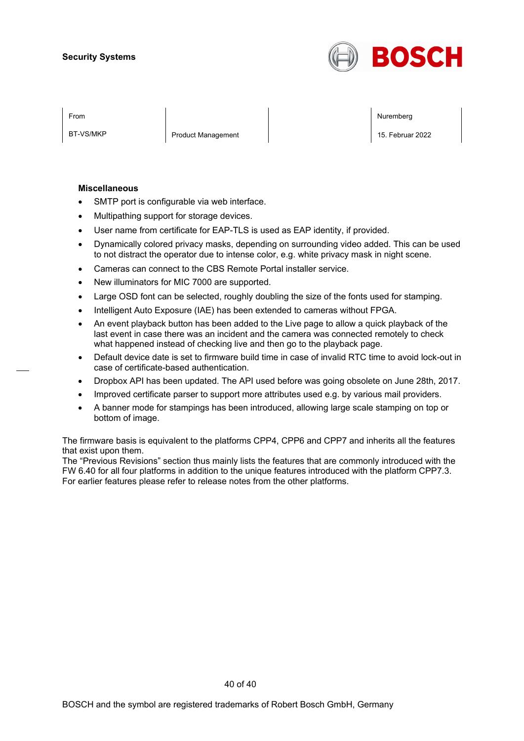**Miscellaneous**

- SMTP port is configurable via web interface.
- Multipathing support for storage devices.
- User name from certificate for EAP-TLS is used as EAP identity, if provided.
- Dynamically colored privacy masks, depending on surrounding video added. This can be used to not distract the operator due to intense color, e.g. white privacy mask in night scene.
- Cameras can connect to the CBS Remote Portal installer service.
- New illuminators for MIC 7000 are supported.
- Large OSD font can be selected, roughly doubling the size of the fonts used for stamping.
- Intelligent Auto Exposure (IAE) has been extended to cameras without FPGA.
- An event playback button has been added to the Live page to allow a quick playback of the last event in case there was an incident and the camera was connected remotely to check what happened instead of checking live and then go to the playback page.
- Default device date is set to firmware build time in case of invalid RTC time to avoid lock-out in case of certificate-based authentication.
- Dropbox API has been updated. The API used before was going obsolete on June 28th, 2017.
- Improved certificate parser to support more attributes used e.g. by various mail providers.
- A banner mode for stampings has been introduced, allowing large scale stamping on top or bottom of image.

The firmware basis is equivalent to the platforms CPP4, CPP6 and CPP7 and inherits all the features that exist upon them.
The “Previous Revisions” section thus mainly lists the features that are commonly introduced with the FW 6.40 for all four platforms in addition to the unique features introduced with the platform CPP7.3.
For earlier features please refer to release notes from the other platforms.